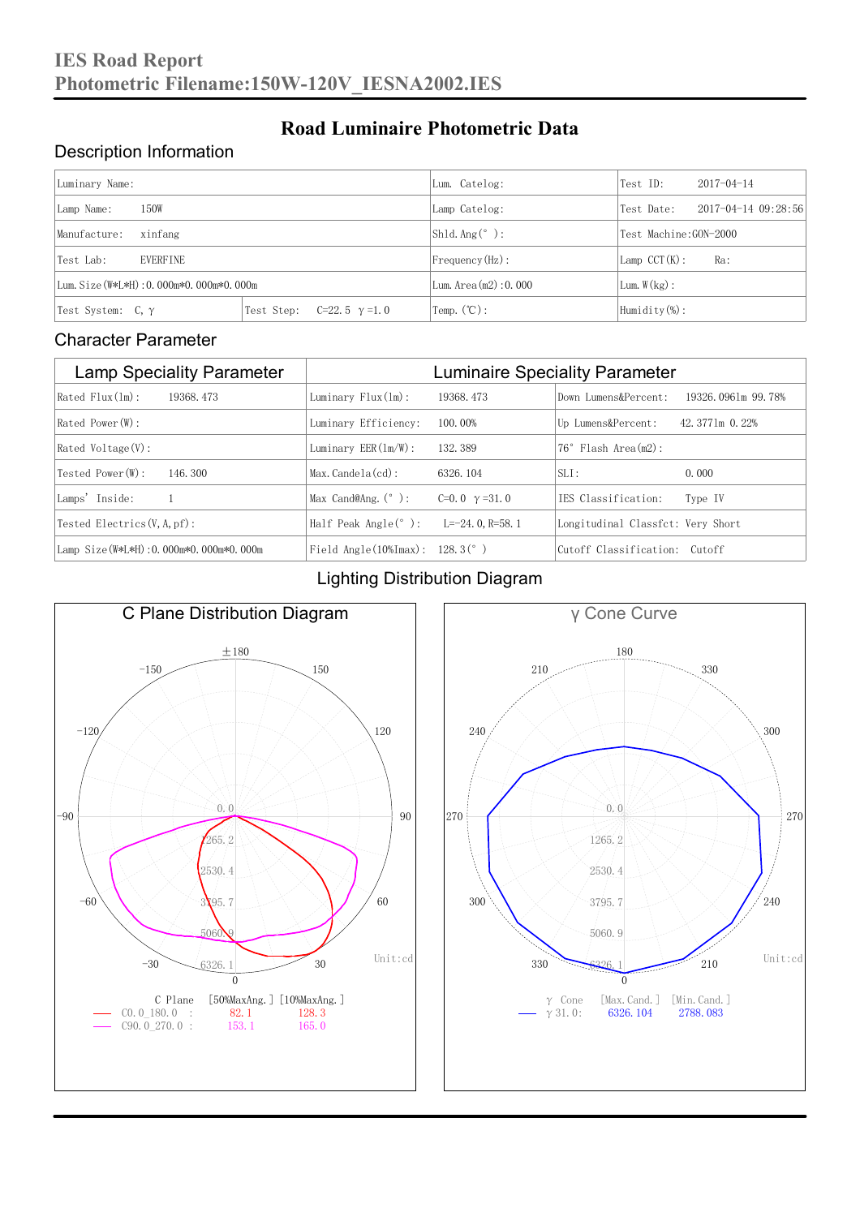# IES Road Report
# Photometric Filename:150W-120V_IESNA2002.IES

## Road Luminaire Photometric Data

### Description Information

| Luminary Name: | | Lum. Catelog: | Test ID: 2017-04-14 |
|---|---|---|---|
| Lamp Name: 150W | | Lamp Catelog: | Test Date: 2017-04-14 09:28:56 |
| Manufacture: xinfang | | Shld.Ang(°): | Test Machine:GON-2000 |
| Test Lab: EVERFINE | | Frequency(Hz): | Lamp CCT(K): Ra: |
| Lum.Size(W*L*H):0.000m*0.000m*0.000m | | Lum.Area(m2):0.000 | Lum.W(kg): |
| Test System: C, γ | Test Step: C=22.5 γ=1.0 | Temp.(℃): | Humidity(%): |

### Character Parameter

| Lamp Speciality Parameter | Luminaire Speciality Parameter | |
|---|---|---|
| Rated Flux(lm): 19368.473 | Luminary Flux(lm): 19368.473 | Down Lumens&Percent: 19326.0961m 99.78% |
| Rated Power(W): | Luminary Efficiency: 100.00% | Up Lumens&Percent: 42.3771m 0.22% |
| Rated Voltage(V): | Luminary EER(lm/W): 132.389 | 76° Flash Area(m2): |
| Tested Power(W): 146.300 | Max.Candela(cd): 6326.104 | SLI: 0.000 |
| Lamps' Inside: 1 | Max Cand@Ang.(°): C=0.0 γ=31.0 | IES Classification: Type IV |
| Tested Electrics(V,A,pf): | Half Peak Angle(°): L=-24.0,R=58.1 | Longitudinal Classfct: Very Short |
| Lamp Size(W*L*H):0.000m*0.000m*0.000m | Field Angle(10%Imax): 128.3(°) | Cutoff Classification: Cutoff |

### Lighting Distribution Diagram

**C Plane Distribution Diagram**

Unit:cd

| C Plane | [50%MaxAng.] | [10%MaxAng.] |
|---|---|---|
| C0.0_180.0 | 82.1 | 128.3 |
| C90.0_270.0 | 153.1 | 165.0 |

**γ Cone Curve**

Unit:cd

| γ Cone | [Max.Cand.] | [Min.Cand.] |
|---|---|---|
| γ31.0: | 6326.104 | 2788.083 |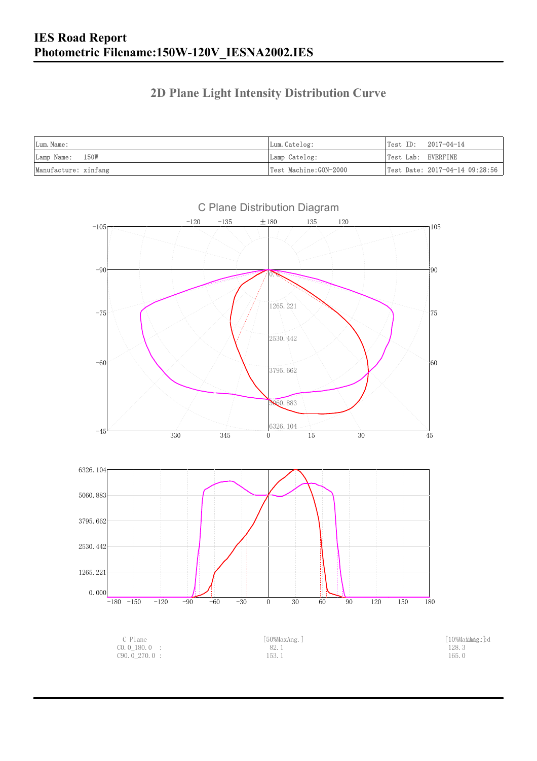# IES Road Report
# Photometric Filename:150W-120V_IESNA2002.IES

## 2D Plane Light Intensity Distribution Curve

| Lum.Name: | Lum.Catelog: | Test ID:   2017-04-14 |
|---|---|---|
| Lamp Name:   150W | Lamp Catelog: | Test Lab:  EVERFINE |
| Manufacture: xinfang | Test Machine:GON-2000 | Test Date: 2017-04-14 09:28:56 |

C Plane Distribution Diagram

| C Plane | [50%MaxAng.] | [10%MaxAng.] Unit:cd |
|---|---|---|
| C0.0_180.0  : | 82.1 | 128.3 |
| C90.0_270.0 : | 153.1 | 165.0 |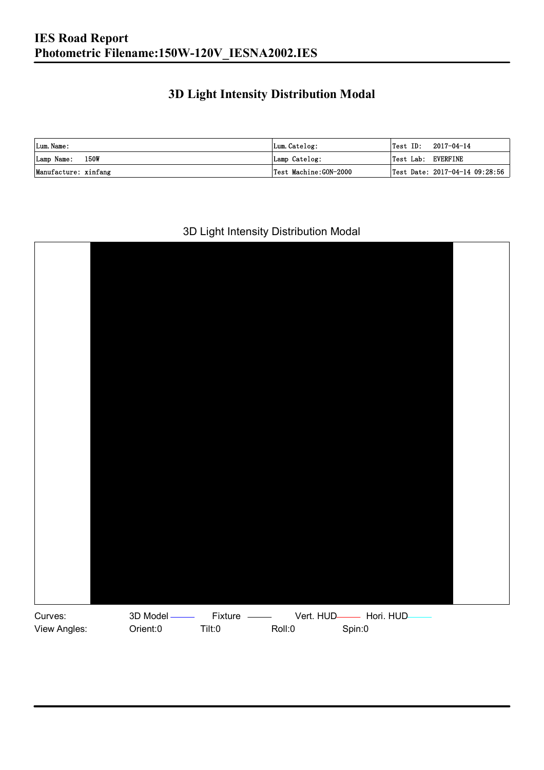# 3D Light Intensity Distribution Modal

| Lum. Name: | Lum. Catelog: | Test ID: 2017-04-14 |
|---|---|---|
| Lamp Name: 150W | Lamp Catelog: | Test Lab: EVERFINE |
| Manufacture: xinfang | Test Machine:GON-2000 | Test Date: 2017-04-14 09:28:56 |

3D Light Intensity Distribution Modal

Curves: 3D Model Fixture Vert. HUD Hori. HUD

View Angles: Orient:0 Tilt:0 Roll:0 Spin:0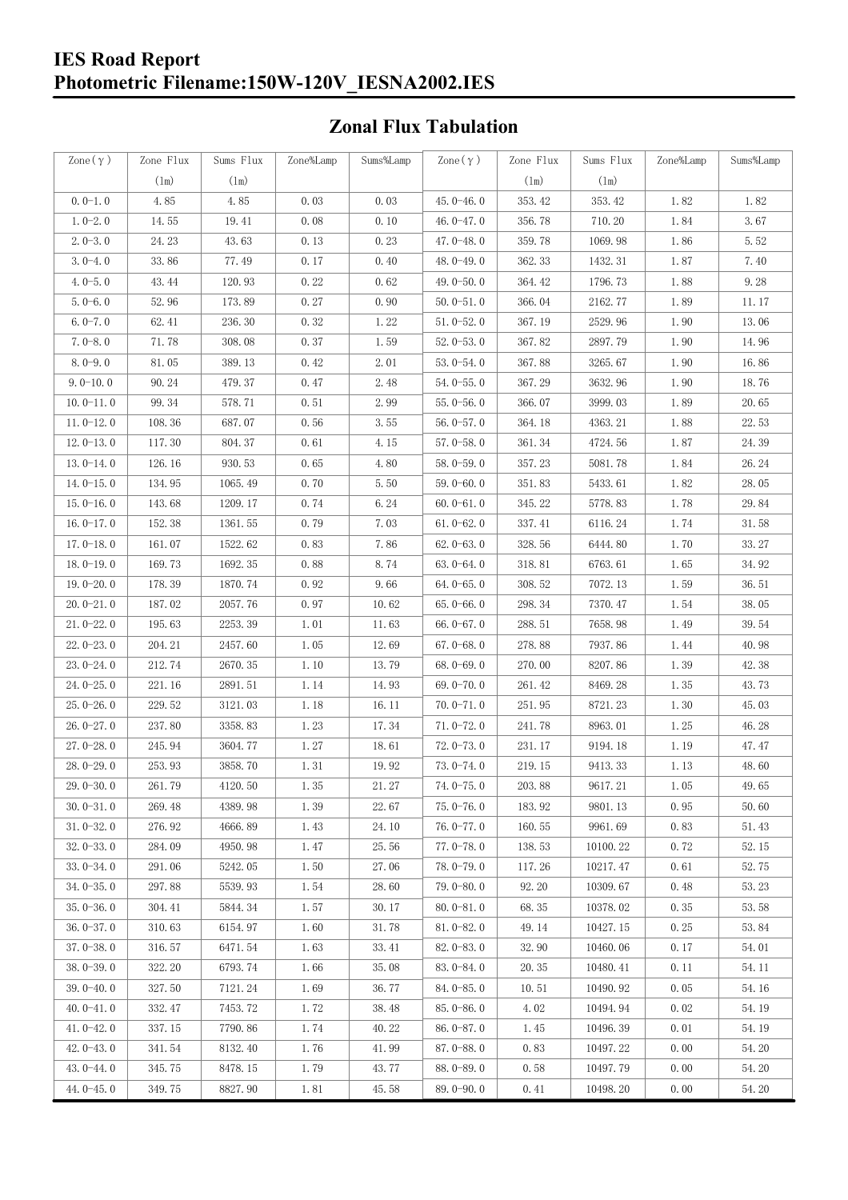## Zonal Flux Tabulation

| Zone(γ) | Zone Flux (lm) | Sums Flux (lm) | Zone%Lamp | Sums%Lamp | Zone(γ) | Zone Flux (lm) | Sums Flux (lm) | Zone%Lamp | Sums%Lamp |
|---|---|---|---|---|---|---|---|---|---|
| 0.0-1.0 | 4.85 | 4.85 | 0.03 | 0.03 | 45.0-46.0 | 353.42 | 353.42 | 1.82 | 1.82 |
| 1.0-2.0 | 14.55 | 19.41 | 0.08 | 0.10 | 46.0-47.0 | 356.78 | 710.20 | 1.84 | 3.67 |
| 2.0-3.0 | 24.23 | 43.63 | 0.13 | 0.23 | 47.0-48.0 | 359.78 | 1069.98 | 1.86 | 5.52 |
| 3.0-4.0 | 33.86 | 77.49 | 0.17 | 0.40 | 48.0-49.0 | 362.33 | 1432.31 | 1.87 | 7.40 |
| 4.0-5.0 | 43.44 | 120.93 | 0.22 | 0.62 | 49.0-50.0 | 364.42 | 1796.73 | 1.88 | 9.28 |
| 5.0-6.0 | 52.96 | 173.89 | 0.27 | 0.90 | 50.0-51.0 | 366.04 | 2162.77 | 1.89 | 11.17 |
| 6.0-7.0 | 62.41 | 236.30 | 0.32 | 1.22 | 51.0-52.0 | 367.19 | 2529.96 | 1.90 | 13.06 |
| 7.0-8.0 | 71.78 | 308.08 | 0.37 | 1.59 | 52.0-53.0 | 367.82 | 2897.79 | 1.90 | 14.96 |
| 8.0-9.0 | 81.05 | 389.13 | 0.42 | 2.01 | 53.0-54.0 | 367.88 | 3265.67 | 1.90 | 16.86 |
| 9.0-10.0 | 90.24 | 479.37 | 0.47 | 2.48 | 54.0-55.0 | 367.29 | 3632.96 | 1.90 | 18.76 |
| 10.0-11.0 | 99.34 | 578.71 | 0.51 | 2.99 | 55.0-56.0 | 366.07 | 3999.03 | 1.89 | 20.65 |
| 11.0-12.0 | 108.36 | 687.07 | 0.56 | 3.55 | 56.0-57.0 | 364.18 | 4363.21 | 1.88 | 22.53 |
| 12.0-13.0 | 117.30 | 804.37 | 0.61 | 4.15 | 57.0-58.0 | 361.34 | 4724.56 | 1.87 | 24.39 |
| 13.0-14.0 | 126.16 | 930.53 | 0.65 | 4.80 | 58.0-59.0 | 357.23 | 5081.78 | 1.84 | 26.24 |
| 14.0-15.0 | 134.95 | 1065.49 | 0.70 | 5.50 | 59.0-60.0 | 351.83 | 5433.61 | 1.82 | 28.05 |
| 15.0-16.0 | 143.68 | 1209.17 | 0.74 | 6.24 | 60.0-61.0 | 345.22 | 5778.83 | 1.78 | 29.84 |
| 16.0-17.0 | 152.38 | 1361.55 | 0.79 | 7.03 | 61.0-62.0 | 337.41 | 6116.24 | 1.74 | 31.58 |
| 17.0-18.0 | 161.07 | 1522.62 | 0.83 | 7.86 | 62.0-63.0 | 328.56 | 6444.80 | 1.70 | 33.27 |
| 18.0-19.0 | 169.73 | 1692.35 | 0.88 | 8.74 | 63.0-64.0 | 318.81 | 6763.61 | 1.65 | 34.92 |
| 19.0-20.0 | 178.39 | 1870.74 | 0.92 | 9.66 | 64.0-65.0 | 308.52 | 7072.13 | 1.59 | 36.51 |
| 20.0-21.0 | 187.02 | 2057.76 | 0.97 | 10.62 | 65.0-66.0 | 298.34 | 7370.47 | 1.54 | 38.05 |
| 21.0-22.0 | 195.63 | 2253.39 | 1.01 | 11.63 | 66.0-67.0 | 288.51 | 7658.98 | 1.49 | 39.54 |
| 22.0-23.0 | 204.21 | 2457.60 | 1.05 | 12.69 | 67.0-68.0 | 278.88 | 7937.86 | 1.44 | 40.98 |
| 23.0-24.0 | 212.74 | 2670.35 | 1.10 | 13.79 | 68.0-69.0 | 270.00 | 8207.86 | 1.39 | 42.38 |
| 24.0-25.0 | 221.16 | 2891.51 | 1.14 | 14.93 | 69.0-70.0 | 261.42 | 8469.28 | 1.35 | 43.73 |
| 25.0-26.0 | 229.52 | 3121.03 | 1.18 | 16.11 | 70.0-71.0 | 251.95 | 8721.23 | 1.30 | 45.03 |
| 26.0-27.0 | 237.80 | 3358.83 | 1.23 | 17.34 | 71.0-72.0 | 241.78 | 8963.01 | 1.25 | 46.28 |
| 27.0-28.0 | 245.94 | 3604.77 | 1.27 | 18.61 | 72.0-73.0 | 231.17 | 9194.18 | 1.19 | 47.47 |
| 28.0-29.0 | 253.93 | 3858.70 | 1.31 | 19.92 | 73.0-74.0 | 219.15 | 9413.33 | 1.13 | 48.60 |
| 29.0-30.0 | 261.79 | 4120.50 | 1.35 | 21.27 | 74.0-75.0 | 203.88 | 9617.21 | 1.05 | 49.65 |
| 30.0-31.0 | 269.48 | 4389.98 | 1.39 | 22.67 | 75.0-76.0 | 183.92 | 9801.13 | 0.95 | 50.60 |
| 31.0-32.0 | 276.92 | 4666.89 | 1.43 | 24.10 | 76.0-77.0 | 160.55 | 9961.69 | 0.83 | 51.43 |
| 32.0-33.0 | 284.09 | 4950.98 | 1.47 | 25.56 | 77.0-78.0 | 138.53 | 10100.22 | 0.72 | 52.15 |
| 33.0-34.0 | 291.06 | 5242.05 | 1.50 | 27.06 | 78.0-79.0 | 117.26 | 10217.47 | 0.61 | 52.75 |
| 34.0-35.0 | 297.88 | 5539.93 | 1.54 | 28.60 | 79.0-80.0 | 92.20 | 10309.67 | 0.48 | 53.23 |
| 35.0-36.0 | 304.41 | 5844.34 | 1.57 | 30.17 | 80.0-81.0 | 68.35 | 10378.02 | 0.35 | 53.58 |
| 36.0-37.0 | 310.63 | 6154.97 | 1.60 | 31.78 | 81.0-82.0 | 49.14 | 10427.15 | 0.25 | 53.84 |
| 37.0-38.0 | 316.57 | 6471.54 | 1.63 | 33.41 | 82.0-83.0 | 32.90 | 10460.06 | 0.17 | 54.01 |
| 38.0-39.0 | 322.20 | 6793.74 | 1.66 | 35.08 | 83.0-84.0 | 20.35 | 10480.41 | 0.11 | 54.11 |
| 39.0-40.0 | 327.50 | 7121.24 | 1.69 | 36.77 | 84.0-85.0 | 10.51 | 10490.92 | 0.05 | 54.16 |
| 40.0-41.0 | 332.47 | 7453.72 | 1.72 | 38.48 | 85.0-86.0 | 4.02 | 10494.94 | 0.02 | 54.19 |
| 41.0-42.0 | 337.15 | 7790.86 | 1.74 | 40.22 | 86.0-87.0 | 1.45 | 10496.39 | 0.01 | 54.19 |
| 42.0-43.0 | 341.54 | 8132.40 | 1.76 | 41.99 | 87.0-88.0 | 0.83 | 10497.22 | 0.00 | 54.20 |
| 43.0-44.0 | 345.75 | 8478.15 | 1.79 | 43.77 | 88.0-89.0 | 0.58 | 10497.79 | 0.00 | 54.20 |
| 44.0-45.0 | 349.75 | 8827.90 | 1.81 | 45.58 | 89.0-90.0 | 0.41 | 10498.20 | 0.00 | 54.20 |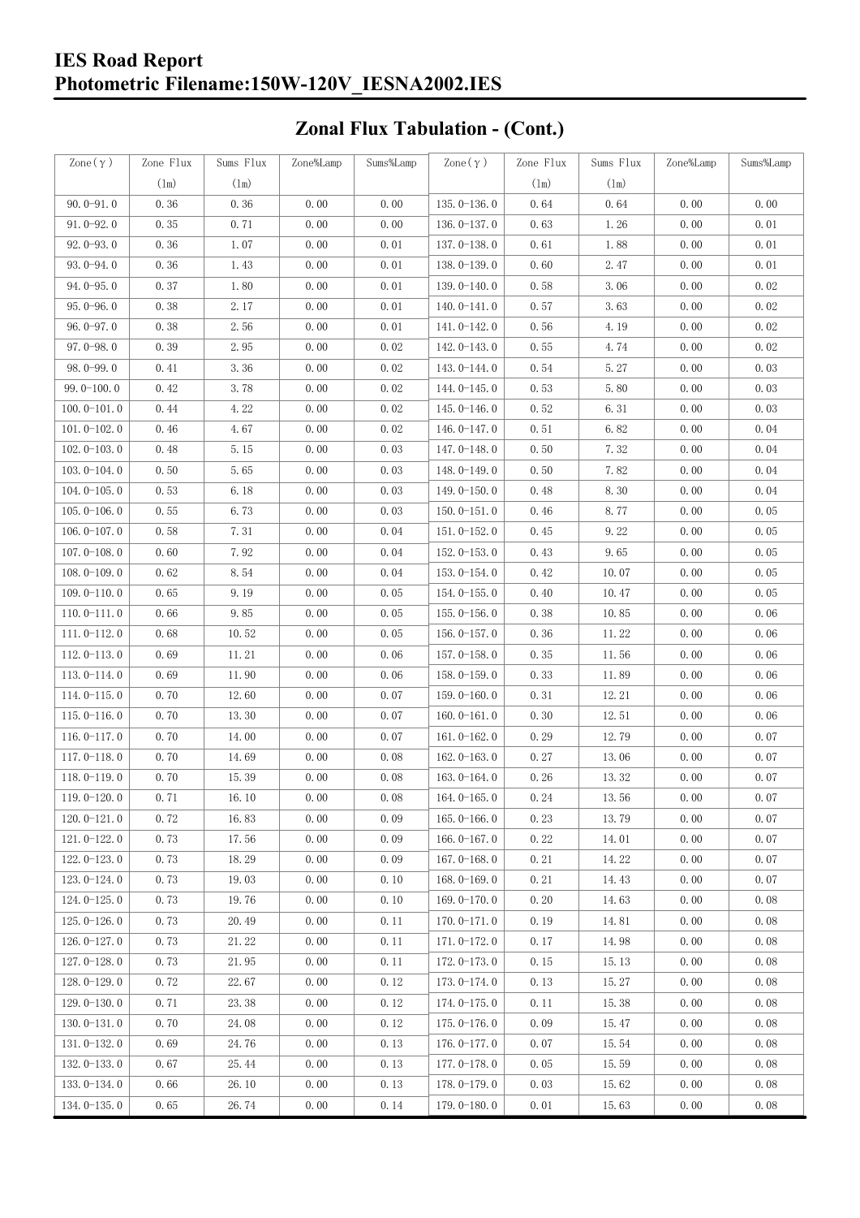## Zonal Flux Tabulation - (Cont.)

| Zone(γ) | Zone Flux (lm) | Sums Flux (lm) | Zone%Lamp | Sums%Lamp | Zone(γ) | Zone Flux (lm) | Sums Flux (lm) | Zone%Lamp | Sums%Lamp |
|---|---|---|---|---|---|---|---|---|---|
| 90.0-91.0 | 0.36 | 0.36 | 0.00 | 0.00 | 135.0-136.0 | 0.64 | 0.64 | 0.00 | 0.00 |
| 91.0-92.0 | 0.35 | 0.71 | 0.00 | 0.00 | 136.0-137.0 | 0.63 | 1.26 | 0.00 | 0.01 |
| 92.0-93.0 | 0.36 | 1.07 | 0.00 | 0.01 | 137.0-138.0 | 0.61 | 1.88 | 0.00 | 0.01 |
| 93.0-94.0 | 0.36 | 1.43 | 0.00 | 0.01 | 138.0-139.0 | 0.60 | 2.47 | 0.00 | 0.01 |
| 94.0-95.0 | 0.37 | 1.80 | 0.00 | 0.01 | 139.0-140.0 | 0.58 | 3.06 | 0.00 | 0.02 |
| 95.0-96.0 | 0.38 | 2.17 | 0.00 | 0.01 | 140.0-141.0 | 0.57 | 3.63 | 0.00 | 0.02 |
| 96.0-97.0 | 0.38 | 2.56 | 0.00 | 0.01 | 141.0-142.0 | 0.56 | 4.19 | 0.00 | 0.02 |
| 97.0-98.0 | 0.39 | 2.95 | 0.00 | 0.02 | 142.0-143.0 | 0.55 | 4.74 | 0.00 | 0.02 |
| 98.0-99.0 | 0.41 | 3.36 | 0.00 | 0.02 | 143.0-144.0 | 0.54 | 5.27 | 0.00 | 0.03 |
| 99.0-100.0 | 0.42 | 3.78 | 0.00 | 0.02 | 144.0-145.0 | 0.53 | 5.80 | 0.00 | 0.03 |
| 100.0-101.0 | 0.44 | 4.22 | 0.00 | 0.02 | 145.0-146.0 | 0.52 | 6.31 | 0.00 | 0.03 |
| 101.0-102.0 | 0.46 | 4.67 | 0.00 | 0.02 | 146.0-147.0 | 0.51 | 6.82 | 0.00 | 0.04 |
| 102.0-103.0 | 0.48 | 5.15 | 0.00 | 0.03 | 147.0-148.0 | 0.50 | 7.32 | 0.00 | 0.04 |
| 103.0-104.0 | 0.50 | 5.65 | 0.00 | 0.03 | 148.0-149.0 | 0.50 | 7.82 | 0.00 | 0.04 |
| 104.0-105.0 | 0.53 | 6.18 | 0.00 | 0.03 | 149.0-150.0 | 0.48 | 8.30 | 0.00 | 0.04 |
| 105.0-106.0 | 0.55 | 6.73 | 0.00 | 0.03 | 150.0-151.0 | 0.46 | 8.77 | 0.00 | 0.05 |
| 106.0-107.0 | 0.58 | 7.31 | 0.00 | 0.04 | 151.0-152.0 | 0.45 | 9.22 | 0.00 | 0.05 |
| 107.0-108.0 | 0.60 | 7.92 | 0.00 | 0.04 | 152.0-153.0 | 0.43 | 9.65 | 0.00 | 0.05 |
| 108.0-109.0 | 0.62 | 8.54 | 0.00 | 0.04 | 153.0-154.0 | 0.42 | 10.07 | 0.00 | 0.05 |
| 109.0-110.0 | 0.65 | 9.19 | 0.00 | 0.05 | 154.0-155.0 | 0.40 | 10.47 | 0.00 | 0.05 |
| 110.0-111.0 | 0.66 | 9.85 | 0.00 | 0.05 | 155.0-156.0 | 0.38 | 10.85 | 0.00 | 0.06 |
| 111.0-112.0 | 0.68 | 10.52 | 0.00 | 0.05 | 156.0-157.0 | 0.36 | 11.22 | 0.00 | 0.06 |
| 112.0-113.0 | 0.69 | 11.21 | 0.00 | 0.06 | 157.0-158.0 | 0.35 | 11.56 | 0.00 | 0.06 |
| 113.0-114.0 | 0.69 | 11.90 | 0.00 | 0.06 | 158.0-159.0 | 0.33 | 11.89 | 0.00 | 0.06 |
| 114.0-115.0 | 0.70 | 12.60 | 0.00 | 0.07 | 159.0-160.0 | 0.31 | 12.21 | 0.00 | 0.06 |
| 115.0-116.0 | 0.70 | 13.30 | 0.00 | 0.07 | 160.0-161.0 | 0.30 | 12.51 | 0.00 | 0.06 |
| 116.0-117.0 | 0.70 | 14.00 | 0.00 | 0.07 | 161.0-162.0 | 0.29 | 12.79 | 0.00 | 0.07 |
| 117.0-118.0 | 0.70 | 14.69 | 0.00 | 0.08 | 162.0-163.0 | 0.27 | 13.06 | 0.00 | 0.07 |
| 118.0-119.0 | 0.70 | 15.39 | 0.00 | 0.08 | 163.0-164.0 | 0.26 | 13.32 | 0.00 | 0.07 |
| 119.0-120.0 | 0.71 | 16.10 | 0.00 | 0.08 | 164.0-165.0 | 0.24 | 13.56 | 0.00 | 0.07 |
| 120.0-121.0 | 0.72 | 16.83 | 0.00 | 0.09 | 165.0-166.0 | 0.23 | 13.79 | 0.00 | 0.07 |
| 121.0-122.0 | 0.73 | 17.56 | 0.00 | 0.09 | 166.0-167.0 | 0.22 | 14.01 | 0.00 | 0.07 |
| 122.0-123.0 | 0.73 | 18.29 | 0.00 | 0.09 | 167.0-168.0 | 0.21 | 14.22 | 0.00 | 0.07 |
| 123.0-124.0 | 0.73 | 19.03 | 0.00 | 0.10 | 168.0-169.0 | 0.21 | 14.43 | 0.00 | 0.07 |
| 124.0-125.0 | 0.73 | 19.76 | 0.00 | 0.10 | 169.0-170.0 | 0.20 | 14.63 | 0.00 | 0.08 |
| 125.0-126.0 | 0.73 | 20.49 | 0.00 | 0.11 | 170.0-171.0 | 0.19 | 14.81 | 0.00 | 0.08 |
| 126.0-127.0 | 0.73 | 21.22 | 0.00 | 0.11 | 171.0-172.0 | 0.17 | 14.98 | 0.00 | 0.08 |
| 127.0-128.0 | 0.73 | 21.95 | 0.00 | 0.11 | 172.0-173.0 | 0.15 | 15.13 | 0.00 | 0.08 |
| 128.0-129.0 | 0.72 | 22.67 | 0.00 | 0.12 | 173.0-174.0 | 0.13 | 15.27 | 0.00 | 0.08 |
| 129.0-130.0 | 0.71 | 23.38 | 0.00 | 0.12 | 174.0-175.0 | 0.11 | 15.38 | 0.00 | 0.08 |
| 130.0-131.0 | 0.70 | 24.08 | 0.00 | 0.12 | 175.0-176.0 | 0.09 | 15.47 | 0.00 | 0.08 |
| 131.0-132.0 | 0.69 | 24.76 | 0.00 | 0.13 | 176.0-177.0 | 0.07 | 15.54 | 0.00 | 0.08 |
| 132.0-133.0 | 0.67 | 25.44 | 0.00 | 0.13 | 177.0-178.0 | 0.05 | 15.59 | 0.00 | 0.08 |
| 133.0-134.0 | 0.66 | 26.10 | 0.00 | 0.13 | 178.0-179.0 | 0.03 | 15.62 | 0.00 | 0.08 |
| 134.0-135.0 | 0.65 | 26.74 | 0.00 | 0.14 | 179.0-180.0 | 0.01 | 15.63 | 0.00 | 0.08 |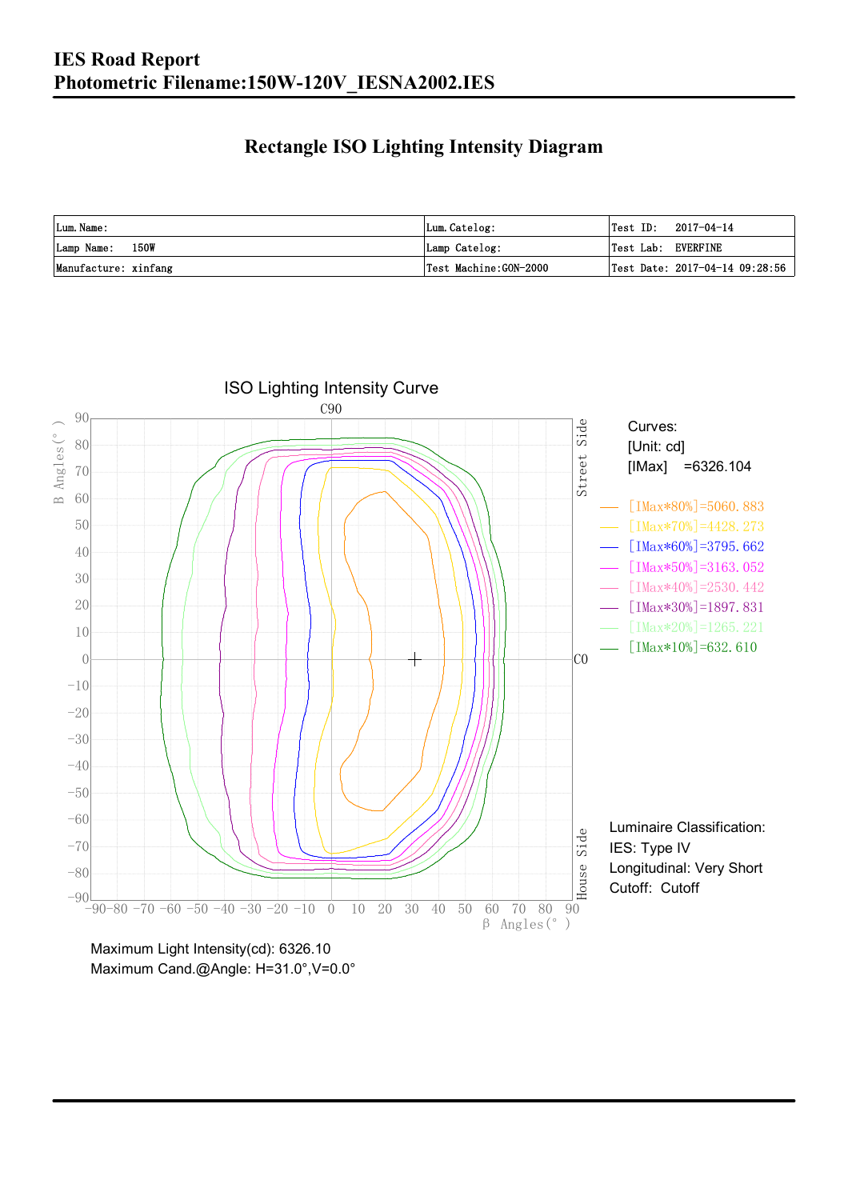# IES Road Report
# Photometric Filename:150W-120V_IESNA2002.IES

## Rectangle ISO Lighting Intensity Diagram

| Lum. Name: | Lum. Catelog: | Test ID: 2017-04-14 |
|---|---|---|
| Lamp Name: 150W | Lamp Catelog: | Test Lab: EVERFINE |
| Manufacture: xinfang | Test Machine:GON-2000 | Test Date: 2017-04-14 09:28:56 |

ISO Lighting Intensity Curve

Curves:
[Unit: cd]
[IMax] =6326.104

- [IMax*80%]=5060.883
- [IMax*70%]=4428.273
- [IMax*60%]=3795.662
- [IMax*50%]=3163.052
- [IMax*40%]=2530.442
- [IMax*30%]=1897.831
- [IMax*20%]=1265.221
- [IMax*10%]=632.610

Luminaire Classification:
IES: Type IV
Longitudinal: Very Short
Cutoff: Cutoff

Maximum Light Intensity(cd): 6326.10
Maximum Cand.@Angle: H=31.0°,V=0.0°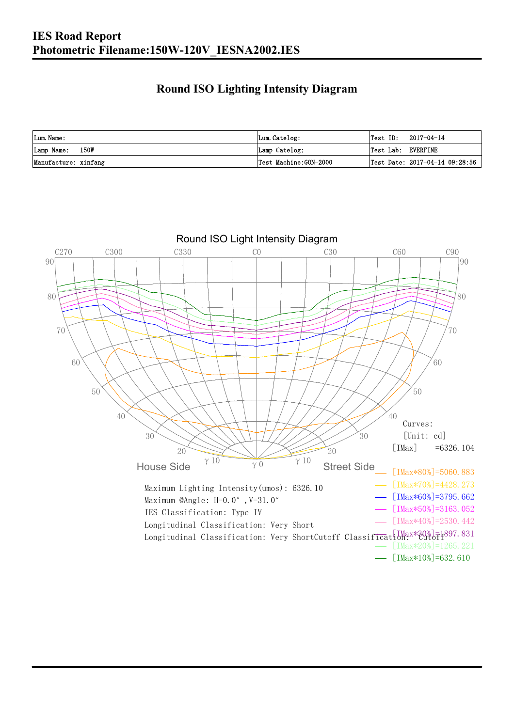**IES Road Report**
**Photometric Filename:150W-120V_IESNA2002.IES**

## Round ISO Lighting Intensity Diagram

| Lum. Name: | Lum. Catelog: | Test ID: 2017-04-14 |
|---|---|---|
| Lamp Name: 150W | Lamp Catelog: | Test Lab: EVERFINE |
| Manufacture: xinfang | Test Machine: GON-2000 | Test Date: 2017-04-14 09:28:56 |

Round ISO Light Intensity Diagram

Curves:
[Unit: cd]
[IMax] =6326.104

[IMax*80%]=5060.883
[IMax*70%]=4428.273
[IMax*60%]=3795.662
[IMax*50%]=3163.052
[IMax*40%]=2530.442
[IMax*30%]=1897.831
[IMax*20%]=1265.221
[IMax*10%]=632.610

Maximum Lighting Intensity(umos): 6326.10
Maximum @Angle: H=0.0°, V=31.0°
IES Classification: Type IV
Longitudinal Classification: Very Short
Longitudinal Classification: Very ShortCutoff Classification: Cutoff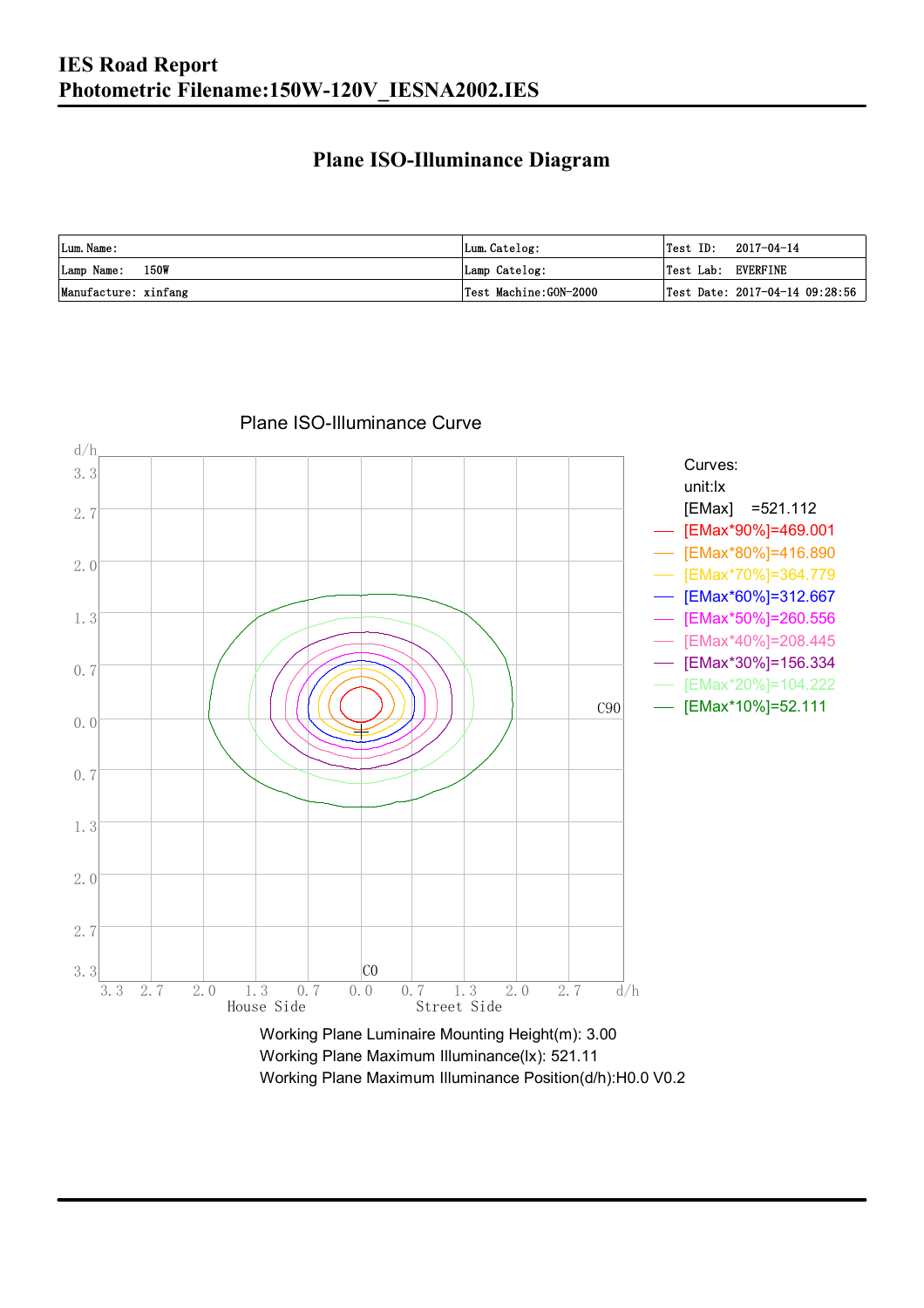**IES Road Report**
**Photometric Filename:150W-120V_IESNA2002.IES**

## Plane ISO-Illuminance Diagram

| Lum. Name: | Lum. Catelog: | Test ID: 2017-04-14 |
|---|---|---|
| Lamp Name: 150W | Lamp Catelog: | Test Lab: EVERFINE |
| Manufacture: xinfang | Test Machine:GON-2000 | Test Date: 2017-04-14 09:28:56 |

Plane ISO-Illuminance Curve

Curves:
unit:lx
[EMax] =521.112
[EMax*90%]=469.001
[EMax*80%]=416.890
[EMax*70%]=364.779
[EMax*60%]=312.667
[EMax*50%]=260.556
[EMax*40%]=208.445
[EMax*30%]=156.334
[EMax*20%]=104.222
[EMax*10%]=52.111

Working Plane Luminaire Mounting Height(m): 3.00
Working Plane Maximum Illuminance(lx): 521.11
Working Plane Maximum Illuminance Position(d/h):H0.0 V0.2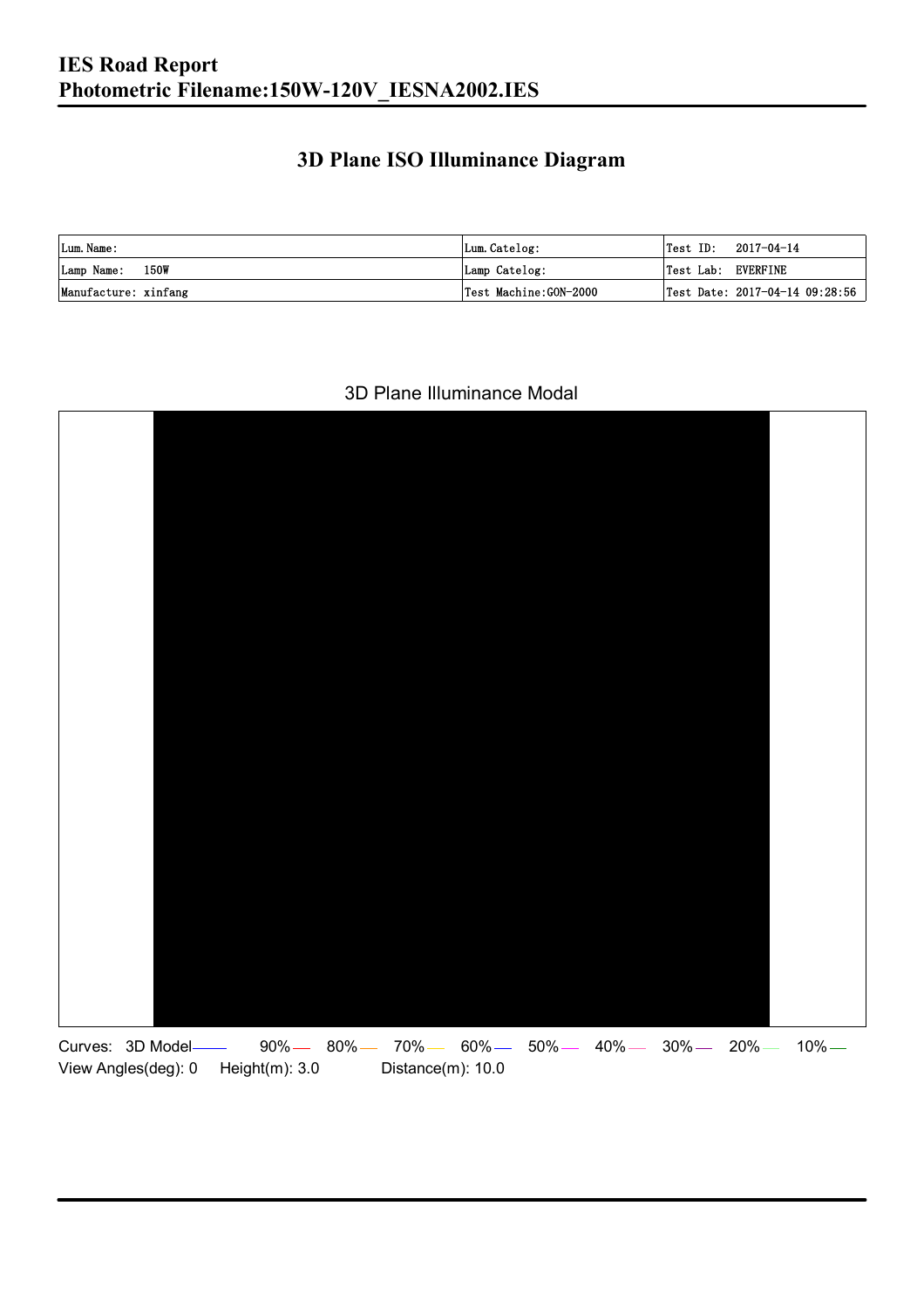# 3D Plane ISO Illuminance Diagram

| Lum. Name: | Lum. Catelog: | Test ID: 2017-04-14 |
|---|---|---|
| Lamp Name: 150W | Lamp Catelog: | Test Lab: EVERFINE |
| Manufacture: xinfang | Test Machine:GON-2000 | Test Date: 2017-04-14 09:28:56 |

3D Plane Illuminance Modal

Curves: 3D Model 90% 80% 70% 60% 50% 40% 30% 20% 10%

View Angles(deg): 0 Height(m): 3.0 Distance(m): 10.0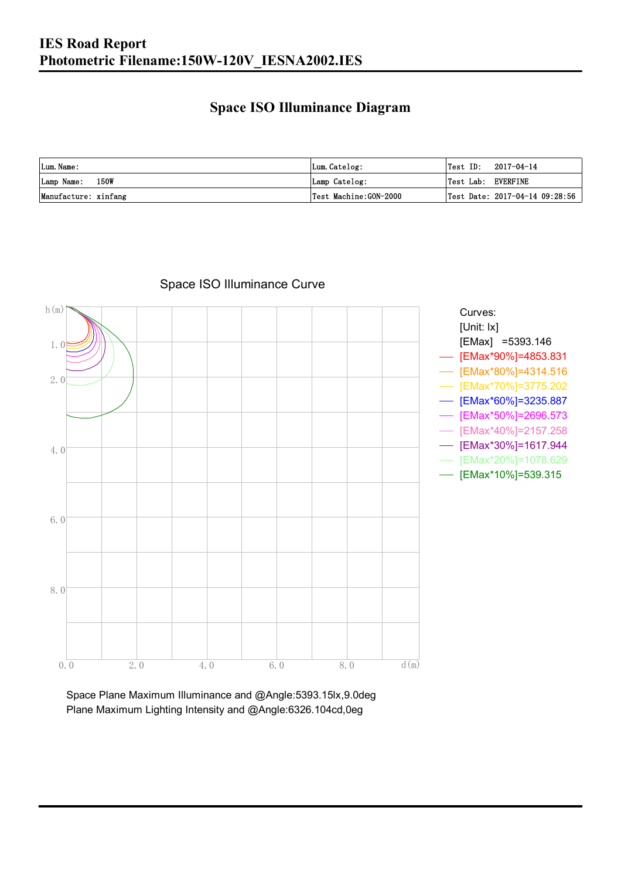# IES Road Report
# Photometric Filename:150W-120V_IESNA2002.IES

## Space ISO Illuminance Diagram

| Lum. Name: | Lum. Catelog: | Test ID: 2017-04-14 |
|---|---|---|
| Lamp Name: 150W | Lamp Catelog: | Test Lab: EVERFINE |
| Manufacture: xinfang | Test Machine:GON-2000 | Test Date: 2017-04-14 09:28:56 |

Space ISO Illuminance Curve

Curves:
[Unit: lx]
[EMax] =5393.146
[EMax*90%]=4853.831
[EMax*80%]=4314.516
[EMax*70%]=3775.202
[EMax*60%]=3235.887
[EMax*50%]=2696.573
[EMax*40%]=2157.258
[EMax*30%]=1617.944
[EMax*20%]=1078.629
[EMax*10%]=539.315

Space Plane Maximum Illuminance and @Angle:5393.15lx,9.0deg
Plane Maximum Lighting Intensity and @Angle:6326.104cd,0eg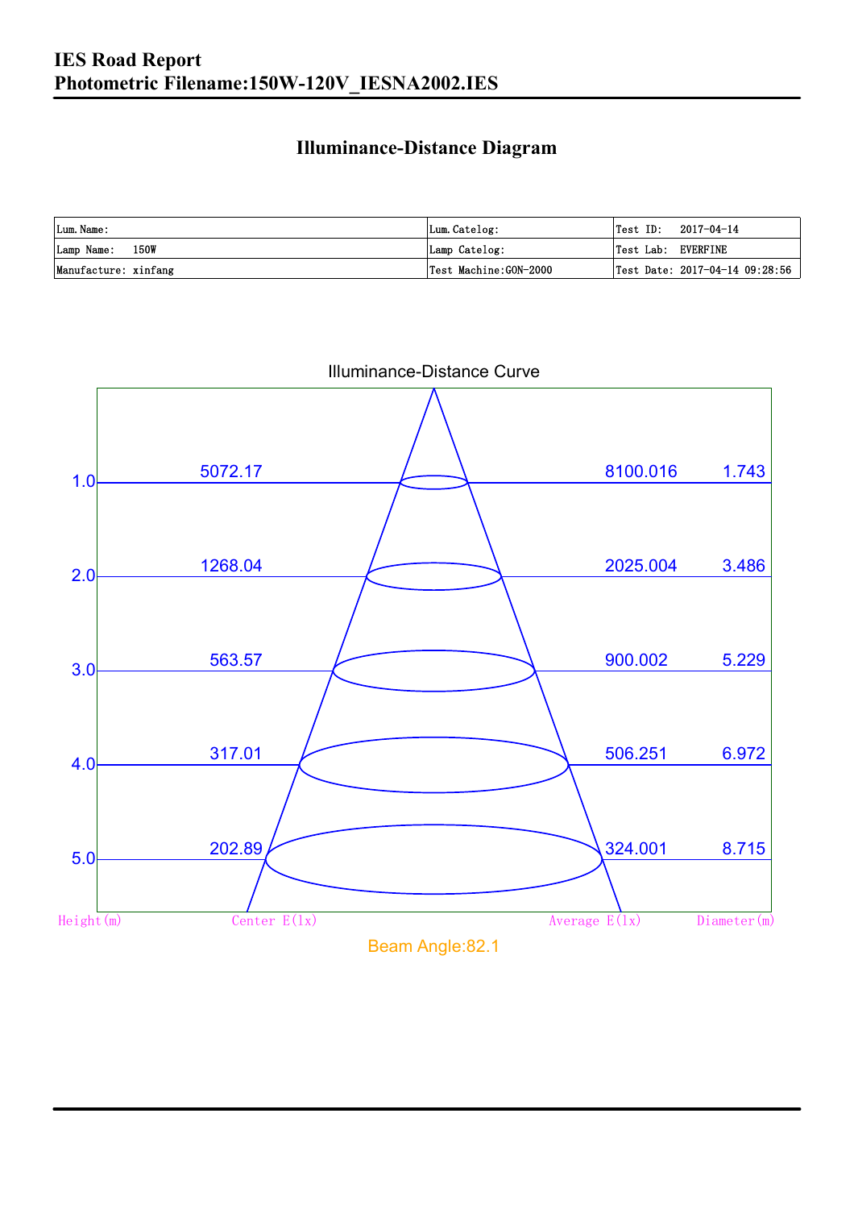# IES Road Report
## Photometric Filename:150W-120V_IESNA2002.IES

### Illuminance-Distance Diagram

| Lum. Name: | Lum. Catelog: | Test ID: 2017-04-14 |
|---|---|---|
| Lamp Name: 150W | Lamp Catelog: | Test Lab: EVERFINE |
| Manufacture: xinfang | Test Machine:GON-2000 | Test Date: 2017-04-14 09:28:56 |

Illuminance-Distance Curve

| Height(m) | Center E(lx) | Average E(lx) | Diameter(m) |
|---|---|---|---|
| 1.0 | 5072.17 | 8100.016 | 1.743 |
| 2.0 | 1268.04 | 2025.004 | 3.486 |
| 3.0 | 563.57 | 900.002 | 5.229 |
| 4.0 | 317.01 | 506.251 | 6.972 |
| 5.0 | 202.89 | 324.001 | 8.715 |

Beam Angle:82.1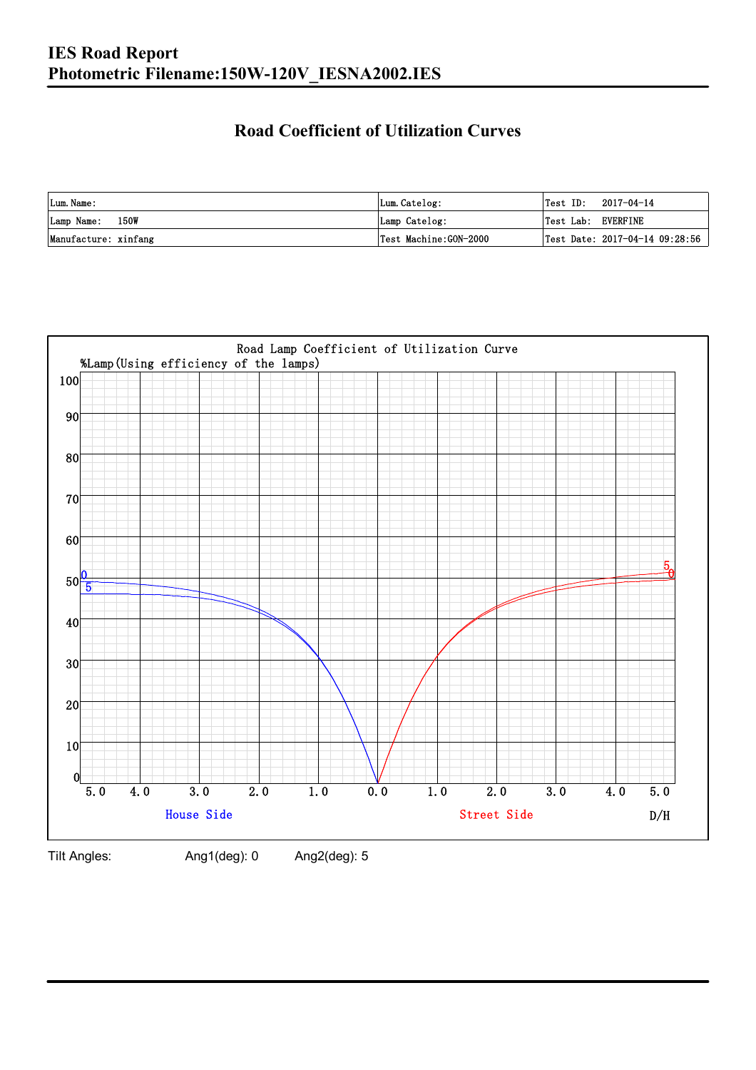# IES Road Report
## Photometric Filename:150W-120V_IESNA2002.IES

## Road Coefficient of Utilization Curves

| Lum. Name: | Lum. Catelog: | Test ID: 2017-04-14 |
|---|---|---|
| Lamp Name: 150W | Lamp Catelog: | Test Lab: EVERFINE |
| Manufacture: xinfang | Test Machine:GON-2000 | Test Date: 2017-04-14 09:28:56 |

Road Lamp Coefficient of Utilization Curve

%Lamp(Using efficiency of the lamps)

House Side — Street Side — D/H

Tilt Angles: Ang1(deg): 0 Ang2(deg): 5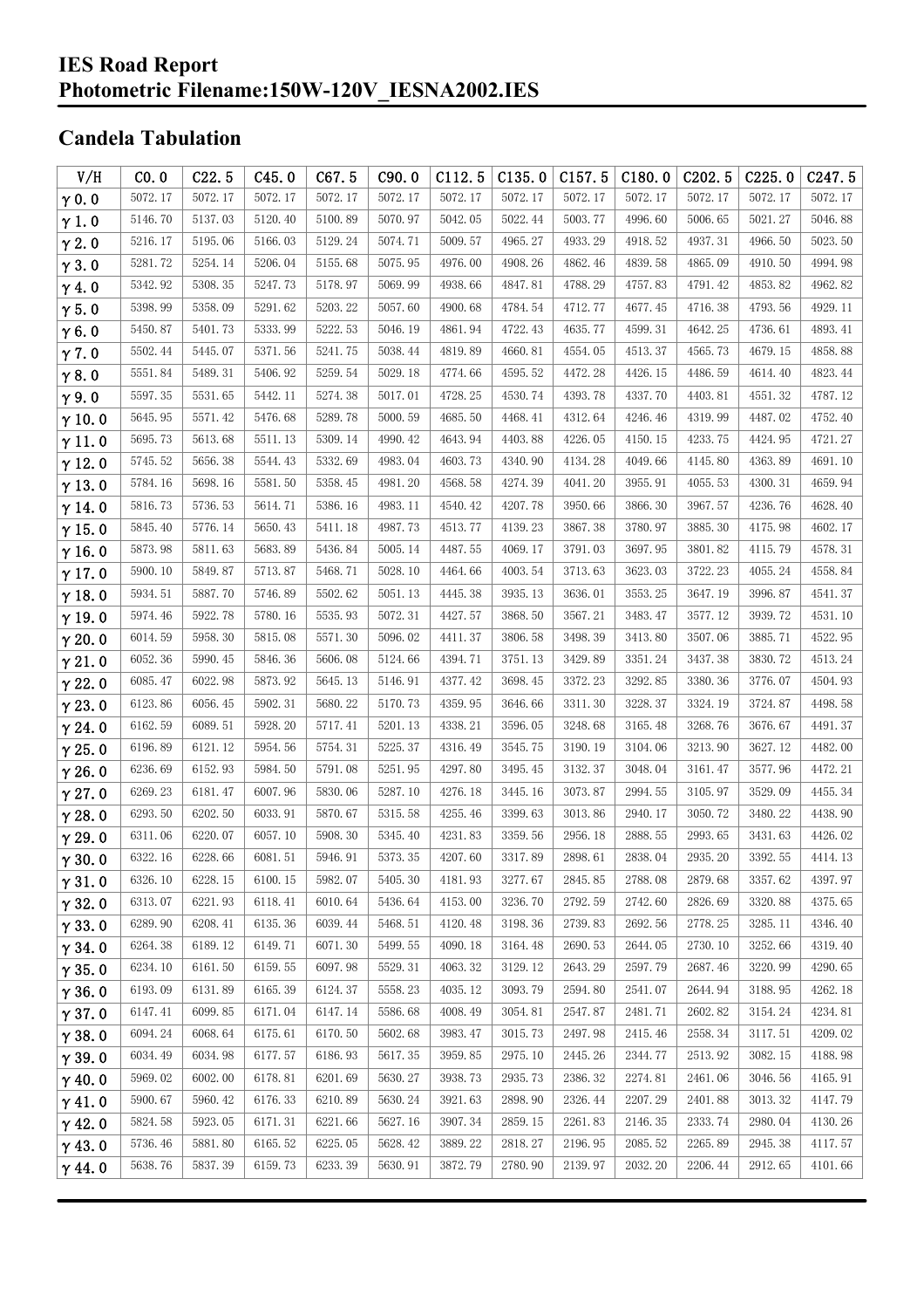# IES Road Report
# Photometric Filename:150W-120V_IESNA2002.IES

## Candela Tabulation

| V/H | C0.0 | C22.5 | C45.0 | C67.5 | C90.0 | C112.5 | C135.0 | C157.5 | C180.0 | C202.5 | C225.0 | C247.5 |
|---|---|---|---|---|---|---|---|---|---|---|---|---|
| γ0.0 | 5072.17 | 5072.17 | 5072.17 | 5072.17 | 5072.17 | 5072.17 | 5072.17 | 5072.17 | 5072.17 | 5072.17 | 5072.17 | 5072.17 |
| γ1.0 | 5146.70 | 5137.03 | 5120.40 | 5100.89 | 5070.97 | 5042.05 | 5022.44 | 5003.77 | 4996.60 | 5006.65 | 5021.27 | 5046.88 |
| γ2.0 | 5216.17 | 5195.06 | 5166.03 | 5129.24 | 5074.71 | 5009.57 | 4965.27 | 4933.29 | 4918.52 | 4937.31 | 4966.50 | 5023.50 |
| γ3.0 | 5281.72 | 5254.14 | 5206.04 | 5155.68 | 5075.95 | 4976.00 | 4908.26 | 4862.46 | 4839.58 | 4865.09 | 4910.50 | 4994.98 |
| γ4.0 | 5342.92 | 5308.35 | 5247.73 | 5178.97 | 5069.99 | 4938.66 | 4847.81 | 4788.29 | 4757.83 | 4791.42 | 4853.82 | 4962.82 |
| γ5.0 | 5398.99 | 5358.09 | 5291.62 | 5203.22 | 5057.60 | 4900.68 | 4784.54 | 4712.77 | 4677.45 | 4716.38 | 4793.56 | 4929.11 |
| γ6.0 | 5450.87 | 5401.73 | 5333.99 | 5222.53 | 5046.19 | 4861.94 | 4722.43 | 4635.77 | 4599.31 | 4642.25 | 4736.61 | 4893.41 |
| γ7.0 | 5502.44 | 5445.07 | 5371.56 | 5241.75 | 5038.44 | 4819.89 | 4660.81 | 4554.05 | 4513.37 | 4565.73 | 4679.15 | 4858.88 |
| γ8.0 | 5551.84 | 5489.31 | 5406.92 | 5259.54 | 5029.18 | 4774.66 | 4595.52 | 4472.28 | 4426.15 | 4486.59 | 4614.40 | 4823.44 |
| γ9.0 | 5597.35 | 5531.65 | 5442.11 | 5274.38 | 5017.01 | 4728.25 | 4530.74 | 4393.78 | 4337.70 | 4403.81 | 4551.32 | 4787.12 |
| γ10.0 | 5645.95 | 5571.42 | 5476.68 | 5289.78 | 5000.59 | 4685.50 | 4468.41 | 4312.64 | 4246.46 | 4319.99 | 4487.02 | 4752.40 |
| γ11.0 | 5695.73 | 5613.68 | 5511.13 | 5309.14 | 4990.42 | 4643.94 | 4403.88 | 4226.05 | 4150.15 | 4233.75 | 4424.95 | 4721.27 |
| γ12.0 | 5745.52 | 5656.38 | 5544.43 | 5332.69 | 4983.04 | 4603.73 | 4340.90 | 4134.28 | 4049.66 | 4145.80 | 4363.89 | 4691.10 |
| γ13.0 | 5784.16 | 5698.16 | 5581.50 | 5358.45 | 4981.20 | 4568.58 | 4274.39 | 4041.20 | 3955.91 | 4055.53 | 4300.31 | 4659.94 |
| γ14.0 | 5816.73 | 5736.53 | 5614.71 | 5386.16 | 4983.11 | 4540.42 | 4207.78 | 3950.66 | 3866.30 | 3967.57 | 4236.76 | 4628.40 |
| γ15.0 | 5845.40 | 5776.14 | 5650.43 | 5411.18 | 4987.73 | 4513.77 | 4139.23 | 3867.38 | 3780.97 | 3885.30 | 4175.98 | 4602.17 |
| γ16.0 | 5873.98 | 5811.63 | 5683.89 | 5436.84 | 5005.14 | 4487.55 | 4069.17 | 3791.03 | 3697.95 | 3801.82 | 4115.79 | 4578.31 |
| γ17.0 | 5900.10 | 5849.87 | 5713.87 | 5468.71 | 5028.10 | 4464.66 | 4003.54 | 3713.63 | 3623.03 | 3722.23 | 4055.24 | 4558.84 |
| γ18.0 | 5934.51 | 5887.70 | 5746.89 | 5502.62 | 5051.13 | 4445.38 | 3935.13 | 3636.01 | 3553.25 | 3647.19 | 3996.87 | 4541.37 |
| γ19.0 | 5974.46 | 5922.78 | 5780.16 | 5535.93 | 5072.31 | 4427.57 | 3868.50 | 3567.21 | 3483.47 | 3577.12 | 3939.72 | 4531.10 |
| γ20.0 | 6014.59 | 5958.30 | 5815.08 | 5571.30 | 5096.02 | 4411.37 | 3806.58 | 3498.39 | 3413.80 | 3507.06 | 3885.71 | 4522.95 |
| γ21.0 | 6052.36 | 5990.45 | 5846.36 | 5606.08 | 5124.66 | 4394.71 | 3751.13 | 3429.89 | 3351.24 | 3437.38 | 3830.72 | 4513.24 |
| γ22.0 | 6085.47 | 6022.98 | 5873.92 | 5645.13 | 5146.91 | 4377.42 | 3698.45 | 3372.23 | 3292.85 | 3380.36 | 3776.07 | 4504.93 |
| γ23.0 | 6123.86 | 6056.45 | 5902.31 | 5680.22 | 5170.73 | 4359.95 | 3646.66 | 3311.30 | 3228.37 | 3324.19 | 3724.87 | 4498.58 |
| γ24.0 | 6162.59 | 6089.51 | 5928.20 | 5717.41 | 5201.13 | 4338.21 | 3596.05 | 3248.68 | 3165.48 | 3268.76 | 3676.67 | 4491.37 |
| γ25.0 | 6196.89 | 6121.12 | 5954.56 | 5754.31 | 5225.37 | 4316.49 | 3545.75 | 3190.19 | 3104.06 | 3213.90 | 3627.12 | 4482.00 |
| γ26.0 | 6236.69 | 6152.93 | 5984.50 | 5791.08 | 5251.95 | 4297.80 | 3495.45 | 3132.37 | 3048.04 | 3161.47 | 3577.96 | 4472.21 |
| γ27.0 | 6269.23 | 6181.47 | 6007.96 | 5830.06 | 5287.10 | 4276.18 | 3445.16 | 3073.87 | 2994.55 | 3105.97 | 3529.09 | 4455.34 |
| γ28.0 | 6293.50 | 6202.50 | 6033.91 | 5870.67 | 5315.58 | 4255.46 | 3399.63 | 3013.86 | 2940.17 | 3050.72 | 3480.22 | 4438.90 |
| γ29.0 | 6311.06 | 6220.07 | 6057.10 | 5908.30 | 5345.40 | 4231.83 | 3359.56 | 2956.18 | 2888.55 | 2993.65 | 3431.63 | 4426.02 |
| γ30.0 | 6322.16 | 6228.66 | 6081.51 | 5946.91 | 5373.35 | 4207.60 | 3317.89 | 2898.61 | 2838.04 | 2935.20 | 3392.55 | 4414.13 |
| γ31.0 | 6326.10 | 6228.15 | 6100.15 | 5982.07 | 5405.30 | 4181.93 | 3277.67 | 2845.85 | 2788.08 | 2879.68 | 3357.62 | 4397.97 |
| γ32.0 | 6313.07 | 6221.93 | 6118.41 | 6010.64 | 5436.64 | 4153.00 | 3236.70 | 2792.59 | 2742.60 | 2826.69 | 3320.88 | 4375.65 |
| γ33.0 | 6289.90 | 6208.41 | 6135.36 | 6039.44 | 5468.51 | 4120.48 | 3198.36 | 2739.83 | 2692.56 | 2778.25 | 3285.11 | 4346.40 |
| γ34.0 | 6264.38 | 6189.12 | 6149.71 | 6071.30 | 5499.55 | 4090.18 | 3164.48 | 2690.53 | 2644.05 | 2730.10 | 3252.66 | 4319.40 |
| γ35.0 | 6234.10 | 6161.50 | 6159.55 | 6097.98 | 5529.31 | 4063.32 | 3129.12 | 2643.29 | 2597.79 | 2687.46 | 3220.99 | 4290.65 |
| γ36.0 | 6193.09 | 6131.89 | 6165.39 | 6124.37 | 5558.23 | 4035.12 | 3093.79 | 2594.80 | 2541.07 | 2644.94 | 3188.95 | 4262.18 |
| γ37.0 | 6147.41 | 6099.85 | 6171.04 | 6147.14 | 5586.68 | 4008.49 | 3054.81 | 2547.87 | 2481.71 | 2602.82 | 3154.24 | 4234.81 |
| γ38.0 | 6094.24 | 6068.64 | 6175.61 | 6170.50 | 5602.68 | 3983.47 | 3015.73 | 2497.98 | 2415.46 | 2558.34 | 3117.51 | 4209.02 |
| γ39.0 | 6034.49 | 6034.98 | 6177.57 | 6186.93 | 5617.35 | 3959.85 | 2975.10 | 2445.26 | 2344.77 | 2513.92 | 3082.15 | 4188.98 |
| γ40.0 | 5969.02 | 6002.00 | 6178.81 | 6201.69 | 5630.27 | 3938.73 | 2935.73 | 2386.32 | 2274.81 | 2461.06 | 3046.56 | 4165.91 |
| γ41.0 | 5900.67 | 5960.42 | 6176.33 | 6210.89 | 5630.24 | 3921.63 | 2898.90 | 2326.44 | 2207.29 | 2401.88 | 3013.32 | 4147.79 |
| γ42.0 | 5824.58 | 5923.05 | 6171.31 | 6221.66 | 5627.16 | 3907.34 | 2859.15 | 2261.83 | 2146.35 | 2333.74 | 2980.04 | 4130.26 |
| γ43.0 | 5736.46 | 5881.80 | 6165.52 | 6225.05 | 5628.42 | 3889.22 | 2818.27 | 2196.95 | 2085.52 | 2265.89 | 2945.38 | 4117.57 |
| γ44.0 | 5638.76 | 5837.39 | 6159.73 | 6233.39 | 5630.91 | 3872.79 | 2780.90 | 2139.97 | 2032.20 | 2206.44 | 2912.65 | 4101.66 |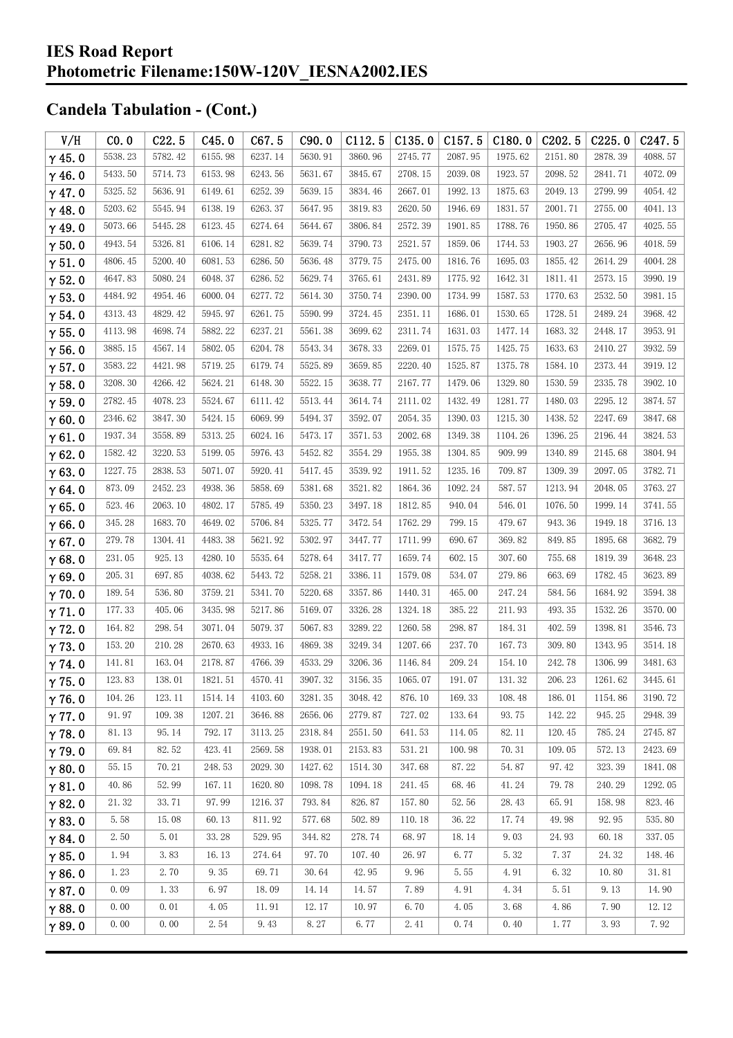# IES Road Report
# Photometric Filename:150W-120V_IESNA2002.IES

## Candela Tabulation - (Cont.)

| V/H | C0.0 | C22.5 | C45.0 | C67.5 | C90.0 | C112.5 | C135.0 | C157.5 | C180.0 | C202.5 | C225.0 | C247.5 |
|---|---|---|---|---|---|---|---|---|---|---|---|---|
| γ45.0 | 5538.23 | 5782.42 | 6155.98 | 6237.14 | 5630.91 | 3860.96 | 2745.77 | 2087.95 | 1975.62 | 2151.80 | 2878.39 | 4088.57 |
| γ46.0 | 5433.50 | 5714.73 | 6153.98 | 6243.56 | 5631.67 | 3845.67 | 2708.15 | 2039.08 | 1923.57 | 2098.52 | 2841.71 | 4072.09 |
| γ47.0 | 5325.52 | 5636.91 | 6149.61 | 6252.39 | 5639.15 | 3834.46 | 2667.01 | 1992.13 | 1875.63 | 2049.13 | 2799.99 | 4054.42 |
| γ48.0 | 5203.62 | 5545.94 | 6138.19 | 6263.37 | 5647.95 | 3819.83 | 2620.50 | 1946.69 | 1831.57 | 2001.71 | 2755.00 | 4041.13 |
| γ49.0 | 5073.66 | 5445.28 | 6123.45 | 6274.64 | 5644.67 | 3806.84 | 2572.39 | 1901.85 | 1788.76 | 1950.86 | 2705.47 | 4025.55 |
| γ50.0 | 4943.54 | 5326.81 | 6106.14 | 6281.82 | 5639.74 | 3790.73 | 2521.57 | 1859.06 | 1744.53 | 1903.27 | 2656.96 | 4018.59 |
| γ51.0 | 4806.45 | 5200.40 | 6081.53 | 6286.50 | 5636.48 | 3779.75 | 2475.00 | 1816.76 | 1695.03 | 1855.42 | 2614.29 | 4004.28 |
| γ52.0 | 4647.83 | 5080.24 | 6048.37 | 6286.52 | 5629.74 | 3765.61 | 2431.89 | 1775.92 | 1642.31 | 1811.41 | 2573.15 | 3990.19 |
| γ53.0 | 4484.92 | 4954.46 | 6000.04 | 6277.72 | 5614.30 | 3750.74 | 2390.00 | 1734.99 | 1587.53 | 1770.63 | 2532.50 | 3981.15 |
| γ54.0 | 4313.43 | 4829.42 | 5945.97 | 6261.75 | 5590.99 | 3724.45 | 2351.11 | 1686.01 | 1530.65 | 1728.51 | 2489.24 | 3968.42 |
| γ55.0 | 4113.98 | 4698.74 | 5882.22 | 6237.21 | 5561.38 | 3699.62 | 2311.74 | 1631.03 | 1477.14 | 1683.32 | 2448.17 | 3953.91 |
| γ56.0 | 3885.15 | 4567.14 | 5802.05 | 6204.78 | 5543.34 | 3678.33 | 2269.01 | 1575.75 | 1425.75 | 1633.63 | 2410.27 | 3932.59 |
| γ57.0 | 3583.22 | 4421.98 | 5719.25 | 6179.74 | 5525.89 | 3659.85 | 2220.40 | 1525.87 | 1375.78 | 1584.10 | 2373.44 | 3919.12 |
| γ58.0 | 3208.30 | 4266.42 | 5624.21 | 6148.30 | 5522.15 | 3638.77 | 2167.77 | 1479.06 | 1329.80 | 1530.59 | 2335.78 | 3902.10 |
| γ59.0 | 2782.45 | 4078.23 | 5524.67 | 6111.42 | 5513.44 | 3614.74 | 2111.02 | 1432.49 | 1281.77 | 1480.03 | 2295.12 | 3874.57 |
| γ60.0 | 2346.62 | 3847.30 | 5424.15 | 6069.99 | 5494.37 | 3592.07 | 2054.35 | 1390.03 | 1215.30 | 1438.52 | 2247.69 | 3847.68 |
| γ61.0 | 1937.34 | 3558.89 | 5313.25 | 6024.16 | 5473.17 | 3571.53 | 2002.68 | 1349.38 | 1104.26 | 1396.25 | 2196.44 | 3824.53 |
| γ62.0 | 1582.42 | 3220.53 | 5199.05 | 5976.43 | 5452.82 | 3554.29 | 1955.38 | 1304.85 | 909.99 | 1340.89 | 2145.68 | 3804.94 |
| γ63.0 | 1227.75 | 2838.53 | 5071.07 | 5920.41 | 5417.45 | 3539.92 | 1911.52 | 1235.16 | 709.87 | 1309.39 | 2097.05 | 3782.71 |
| γ64.0 | 873.09 | 2452.23 | 4938.36 | 5858.69 | 5381.68 | 3521.82 | 1864.36 | 1092.24 | 587.57 | 1213.94 | 2048.05 | 3763.27 |
| γ65.0 | 523.46 | 2063.10 | 4802.17 | 5785.49 | 5350.23 | 3497.18 | 1812.85 | 940.04 | 546.01 | 1076.50 | 1999.14 | 3741.55 |
| γ66.0 | 345.28 | 1683.70 | 4649.02 | 5706.84 | 5325.77 | 3472.54 | 1762.29 | 799.15 | 479.67 | 943.36 | 1949.18 | 3716.13 |
| γ67.0 | 279.78 | 1304.41 | 4483.38 | 5621.92 | 5302.97 | 3447.77 | 1711.99 | 690.67 | 369.82 | 849.85 | 1895.68 | 3682.79 |
| γ68.0 | 231.05 | 925.13 | 4280.10 | 5535.64 | 5278.64 | 3417.77 | 1659.74 | 602.15 | 307.60 | 755.68 | 1819.39 | 3648.23 |
| γ69.0 | 205.31 | 697.85 | 4038.62 | 5443.72 | 5258.21 | 3386.11 | 1579.08 | 534.07 | 279.86 | 663.69 | 1782.45 | 3623.89 |
| γ70.0 | 189.54 | 536.80 | 3759.21 | 5341.70 | 5220.68 | 3357.86 | 1440.31 | 465.00 | 247.24 | 584.56 | 1684.92 | 3594.38 |
| γ71.0 | 177.33 | 405.06 | 3435.98 | 5217.86 | 5169.07 | 3326.28 | 1324.18 | 385.22 | 211.93 | 493.35 | 1532.26 | 3570.00 |
| γ72.0 | 164.82 | 298.54 | 3071.04 | 5079.37 | 5067.83 | 3289.22 | 1260.58 | 298.87 | 184.31 | 402.59 | 1398.81 | 3546.73 |
| γ73.0 | 153.20 | 210.28 | 2670.63 | 4933.16 | 4869.38 | 3249.34 | 1207.66 | 237.70 | 167.73 | 309.80 | 1343.95 | 3514.18 |
| γ74.0 | 141.81 | 163.04 | 2178.87 | 4766.39 | 4533.29 | 3206.36 | 1146.84 | 209.24 | 154.10 | 242.78 | 1306.99 | 3481.63 |
| γ75.0 | 123.83 | 138.01 | 1821.51 | 4570.41 | 3907.32 | 3156.35 | 1065.07 | 191.07 | 131.32 | 206.23 | 1261.62 | 3445.61 |
| γ76.0 | 104.26 | 123.11 | 1514.14 | 4103.60 | 3281.35 | 3048.42 | 876.10 | 169.33 | 108.48 | 186.01 | 1154.86 | 3190.72 |
| γ77.0 | 91.97 | 109.38 | 1207.21 | 3646.88 | 2656.06 | 2779.87 | 727.02 | 133.64 | 93.75 | 142.22 | 945.25 | 2948.39 |
| γ78.0 | 81.13 | 95.14 | 792.17 | 3113.25 | 2318.84 | 2551.50 | 641.53 | 114.05 | 82.11 | 120.45 | 785.24 | 2745.87 |
| γ79.0 | 69.84 | 82.52 | 423.41 | 2569.58 | 1938.01 | 2153.83 | 531.21 | 100.98 | 70.31 | 109.05 | 572.13 | 2423.69 |
| γ80.0 | 55.15 | 70.21 | 248.53 | 2029.30 | 1427.62 | 1514.30 | 347.68 | 87.22 | 54.87 | 97.42 | 323.39 | 1841.08 |
| γ81.0 | 40.86 | 52.99 | 167.11 | 1620.80 | 1098.78 | 1094.18 | 241.45 | 68.46 | 41.24 | 79.78 | 240.29 | 1292.05 |
| γ82.0 | 21.32 | 33.71 | 97.99 | 1216.37 | 793.84 | 826.87 | 157.80 | 52.56 | 28.43 | 65.91 | 158.98 | 823.46 |
| γ83.0 | 5.58 | 15.08 | 60.13 | 811.92 | 577.68 | 502.89 | 110.18 | 36.22 | 17.74 | 49.98 | 92.95 | 535.80 |
| γ84.0 | 2.50 | 5.01 | 33.28 | 529.95 | 344.82 | 278.74 | 68.97 | 18.14 | 9.03 | 24.93 | 60.18 | 337.05 |
| γ85.0 | 1.94 | 3.83 | 16.13 | 274.64 | 97.70 | 107.40 | 26.97 | 6.77 | 5.32 | 7.37 | 24.32 | 148.46 |
| γ86.0 | 1.23 | 2.70 | 9.35 | 69.71 | 30.64 | 42.95 | 9.96 | 5.55 | 4.91 | 6.32 | 10.80 | 31.81 |
| γ87.0 | 0.09 | 1.33 | 6.97 | 18.09 | 14.14 | 14.57 | 7.89 | 4.91 | 4.34 | 5.51 | 9.13 | 14.90 |
| γ88.0 | 0.00 | 0.01 | 4.05 | 11.91 | 12.17 | 10.97 | 6.70 | 4.05 | 3.68 | 4.86 | 7.90 | 12.12 |
| γ89.0 | 0.00 | 0.00 | 2.54 | 9.43 | 8.27 | 6.77 | 2.41 | 0.74 | 0.40 | 1.77 | 3.93 | 7.92 |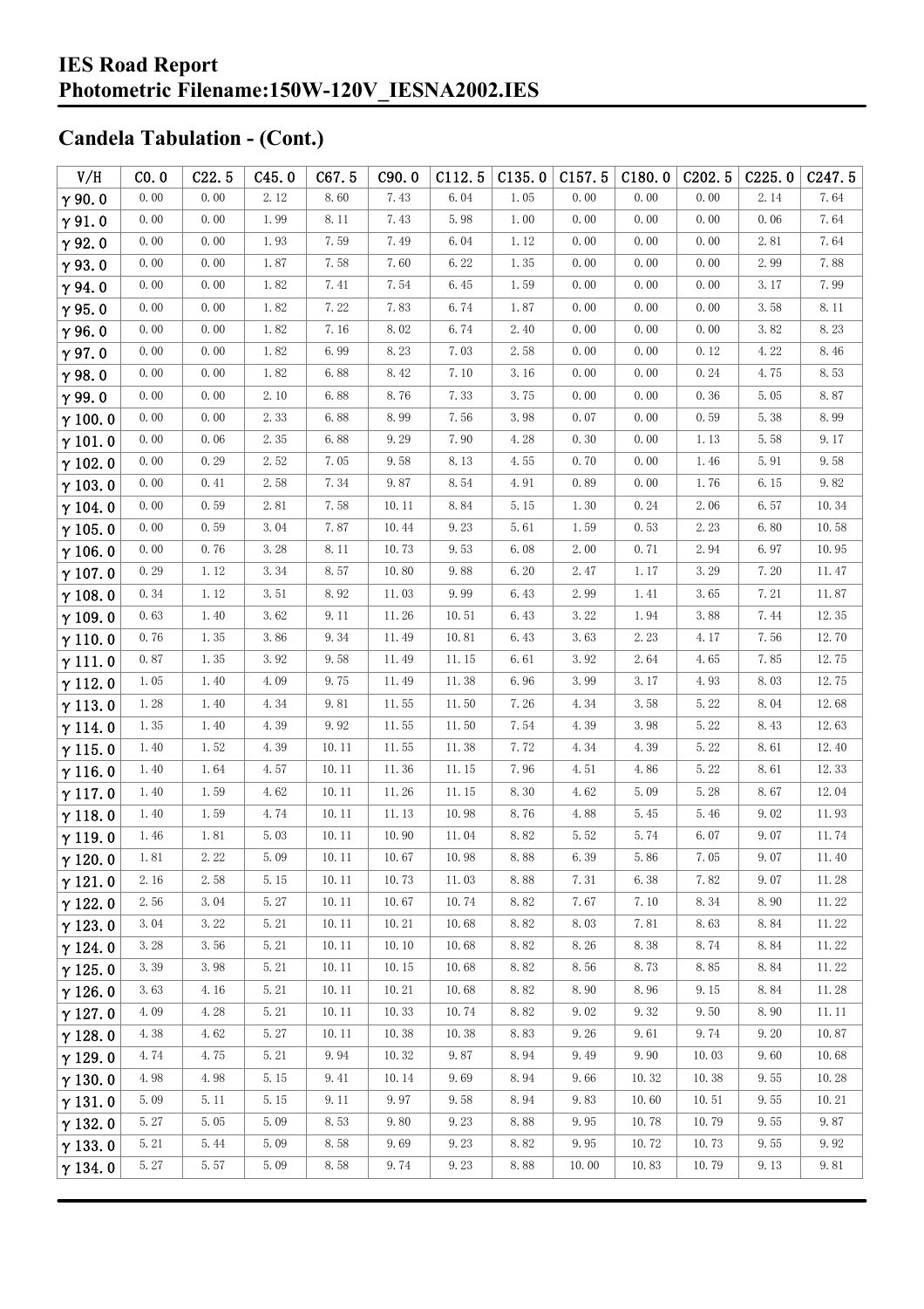## Candela Tabulation - (Cont.)

| V/H | C0.0 | C22.5 | C45.0 | C67.5 | C90.0 | C112.5 | C135.0 | C157.5 | C180.0 | C202.5 | C225.0 | C247.5 |
|---|---|---|---|---|---|---|---|---|---|---|---|---|
| γ 90.0 | 0.00 | 0.00 | 2.12 | 8.60 | 7.43 | 6.04 | 1.05 | 0.00 | 0.00 | 0.00 | 2.14 | 7.64 |
| γ 91.0 | 0.00 | 0.00 | 1.99 | 8.11 | 7.43 | 5.98 | 1.00 | 0.00 | 0.00 | 0.00 | 0.06 | 7.64 |
| γ 92.0 | 0.00 | 0.00 | 1.93 | 7.59 | 7.49 | 6.04 | 1.12 | 0.00 | 0.00 | 0.00 | 2.81 | 7.64 |
| γ 93.0 | 0.00 | 0.00 | 1.87 | 7.58 | 7.60 | 6.22 | 1.35 | 0.00 | 0.00 | 0.00 | 2.99 | 7.88 |
| γ 94.0 | 0.00 | 0.00 | 1.82 | 7.41 | 7.54 | 6.45 | 1.59 | 0.00 | 0.00 | 0.00 | 3.17 | 7.99 |
| γ 95.0 | 0.00 | 0.00 | 1.82 | 7.22 | 7.83 | 6.74 | 1.87 | 0.00 | 0.00 | 0.00 | 3.58 | 8.11 |
| γ 96.0 | 0.00 | 0.00 | 1.82 | 7.16 | 8.02 | 6.74 | 2.40 | 0.00 | 0.00 | 0.00 | 3.82 | 8.23 |
| γ 97.0 | 0.00 | 0.00 | 1.82 | 6.99 | 8.23 | 7.03 | 2.58 | 0.00 | 0.00 | 0.12 | 4.22 | 8.46 |
| γ 98.0 | 0.00 | 0.00 | 1.82 | 6.88 | 8.42 | 7.10 | 3.16 | 0.00 | 0.00 | 0.24 | 4.75 | 8.53 |
| γ 99.0 | 0.00 | 0.00 | 2.10 | 6.88 | 8.76 | 7.33 | 3.75 | 0.00 | 0.00 | 0.36 | 5.05 | 8.87 |
| γ 100.0 | 0.00 | 0.00 | 2.33 | 6.88 | 8.99 | 7.56 | 3.98 | 0.07 | 0.00 | 0.59 | 5.38 | 8.99 |
| γ 101.0 | 0.00 | 0.06 | 2.35 | 6.88 | 9.29 | 7.90 | 4.28 | 0.30 | 0.00 | 1.13 | 5.58 | 9.17 |
| γ 102.0 | 0.00 | 0.29 | 2.52 | 7.05 | 9.58 | 8.13 | 4.55 | 0.70 | 0.00 | 1.46 | 5.91 | 9.58 |
| γ 103.0 | 0.00 | 0.41 | 2.58 | 7.34 | 9.87 | 8.54 | 4.91 | 0.89 | 0.00 | 1.76 | 6.15 | 9.82 |
| γ 104.0 | 0.00 | 0.59 | 2.81 | 7.58 | 10.11 | 8.84 | 5.15 | 1.30 | 0.24 | 2.06 | 6.57 | 10.34 |
| γ 105.0 | 0.00 | 0.59 | 3.04 | 7.87 | 10.44 | 9.23 | 5.61 | 1.59 | 0.53 | 2.23 | 6.80 | 10.58 |
| γ 106.0 | 0.00 | 0.76 | 3.28 | 8.11 | 10.73 | 9.53 | 6.08 | 2.00 | 0.71 | 2.94 | 6.97 | 10.95 |
| γ 107.0 | 0.29 | 1.12 | 3.34 | 8.57 | 10.80 | 9.88 | 6.20 | 2.47 | 1.17 | 3.29 | 7.20 | 11.47 |
| γ 108.0 | 0.34 | 1.12 | 3.51 | 8.92 | 11.03 | 9.99 | 6.43 | 2.99 | 1.41 | 3.65 | 7.21 | 11.87 |
| γ 109.0 | 0.63 | 1.40 | 3.62 | 9.11 | 11.26 | 10.51 | 6.43 | 3.22 | 1.94 | 3.88 | 7.44 | 12.35 |
| γ 110.0 | 0.76 | 1.35 | 3.86 | 9.34 | 11.49 | 10.81 | 6.43 | 3.63 | 2.23 | 4.17 | 7.56 | 12.70 |
| γ 111.0 | 0.87 | 1.35 | 3.92 | 9.58 | 11.49 | 11.15 | 6.61 | 3.92 | 2.64 | 4.65 | 7.85 | 12.75 |
| γ 112.0 | 1.05 | 1.40 | 4.09 | 9.75 | 11.49 | 11.38 | 6.96 | 3.99 | 3.17 | 4.93 | 8.03 | 12.75 |
| γ 113.0 | 1.28 | 1.40 | 4.34 | 9.81 | 11.55 | 11.50 | 7.26 | 4.34 | 3.58 | 5.22 | 8.04 | 12.68 |
| γ 114.0 | 1.35 | 1.40 | 4.39 | 9.92 | 11.55 | 11.50 | 7.54 | 4.39 | 3.98 | 5.22 | 8.43 | 12.63 |
| γ 115.0 | 1.40 | 1.52 | 4.39 | 10.11 | 11.55 | 11.38 | 7.72 | 4.34 | 4.39 | 5.22 | 8.61 | 12.40 |
| γ 116.0 | 1.40 | 1.64 | 4.57 | 10.11 | 11.36 | 11.15 | 7.96 | 4.51 | 4.86 | 5.22 | 8.61 | 12.33 |
| γ 117.0 | 1.40 | 1.59 | 4.62 | 10.11 | 11.26 | 11.15 | 8.30 | 4.62 | 5.09 | 5.28 | 8.67 | 12.04 |
| γ 118.0 | 1.40 | 1.59 | 4.74 | 10.11 | 11.13 | 10.98 | 8.76 | 4.88 | 5.45 | 5.46 | 9.02 | 11.93 |
| γ 119.0 | 1.46 | 1.81 | 5.03 | 10.11 | 10.90 | 11.04 | 8.82 | 5.52 | 5.74 | 6.07 | 9.07 | 11.74 |
| γ 120.0 | 1.81 | 2.22 | 5.09 | 10.11 | 10.67 | 10.98 | 8.88 | 6.39 | 5.86 | 7.05 | 9.07 | 11.40 |
| γ 121.0 | 2.16 | 2.58 | 5.15 | 10.11 | 10.73 | 11.03 | 8.88 | 7.31 | 6.38 | 7.82 | 9.07 | 11.28 |
| γ 122.0 | 2.56 | 3.04 | 5.27 | 10.11 | 10.67 | 10.74 | 8.82 | 7.67 | 7.10 | 8.34 | 8.90 | 11.22 |
| γ 123.0 | 3.04 | 3.22 | 5.21 | 10.11 | 10.21 | 10.68 | 8.82 | 8.03 | 7.81 | 8.63 | 8.84 | 11.22 |
| γ 124.0 | 3.28 | 3.56 | 5.21 | 10.11 | 10.10 | 10.68 | 8.82 | 8.26 | 8.38 | 8.74 | 8.84 | 11.22 |
| γ 125.0 | 3.39 | 3.98 | 5.21 | 10.11 | 10.15 | 10.68 | 8.82 | 8.56 | 8.73 | 8.85 | 8.84 | 11.22 |
| γ 126.0 | 3.63 | 4.16 | 5.21 | 10.11 | 10.21 | 10.68 | 8.82 | 8.90 | 8.96 | 9.15 | 8.84 | 11.28 |
| γ 127.0 | 4.09 | 4.28 | 5.21 | 10.11 | 10.33 | 10.74 | 8.82 | 9.02 | 9.32 | 9.50 | 8.90 | 11.11 |
| γ 128.0 | 4.38 | 4.62 | 5.27 | 10.11 | 10.38 | 10.38 | 8.83 | 9.26 | 9.61 | 9.74 | 9.20 | 10.87 |
| γ 129.0 | 4.74 | 4.75 | 5.21 | 9.94 | 10.32 | 9.87 | 8.94 | 9.49 | 9.90 | 10.03 | 9.60 | 10.68 |
| γ 130.0 | 4.98 | 4.98 | 5.15 | 9.41 | 10.14 | 9.69 | 8.94 | 9.66 | 10.32 | 10.38 | 9.55 | 10.28 |
| γ 131.0 | 5.09 | 5.11 | 5.15 | 9.11 | 9.97 | 9.58 | 8.94 | 9.83 | 10.60 | 10.51 | 9.55 | 10.21 |
| γ 132.0 | 5.27 | 5.05 | 5.09 | 8.53 | 9.80 | 9.23 | 8.88 | 9.95 | 10.78 | 10.79 | 9.55 | 9.87 |
| γ 133.0 | 5.21 | 5.44 | 5.09 | 8.58 | 9.69 | 9.23 | 8.82 | 9.95 | 10.72 | 10.73 | 9.55 | 9.92 |
| γ 134.0 | 5.27 | 5.57 | 5.09 | 8.58 | 9.74 | 9.23 | 8.88 | 10.00 | 10.83 | 10.79 | 9.13 | 9.81 |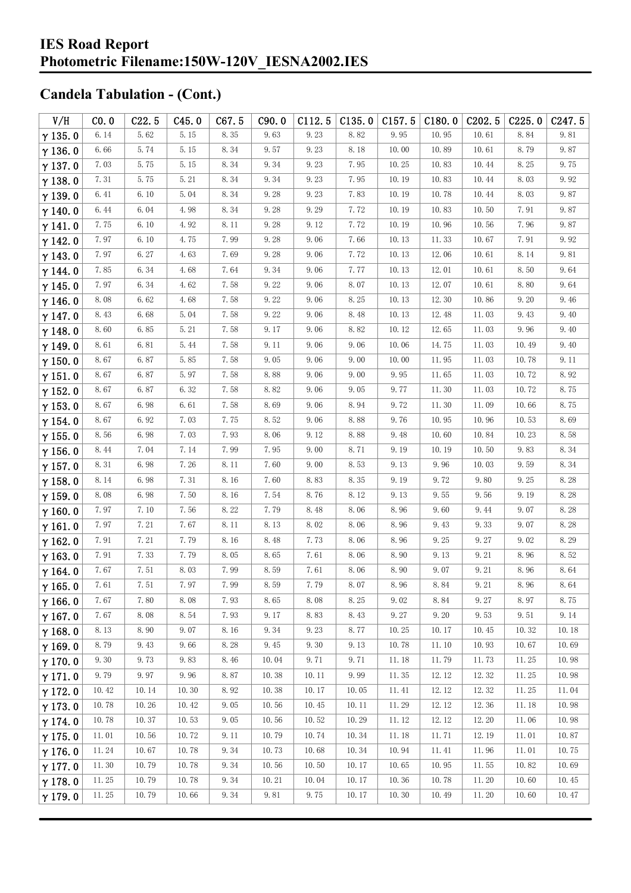## Candela Tabulation - (Cont.)

| V/H | C0.0 | C22.5 | C45.0 | C67.5 | C90.0 | C112.5 | C135.0 | C157.5 | C180.0 | C202.5 | C225.0 | C247.5 |
|---|---|---|---|---|---|---|---|---|---|---|---|---|
| γ 135.0 | 6.14 | 5.62 | 5.15 | 8.35 | 9.63 | 9.23 | 8.82 | 9.95 | 10.95 | 10.61 | 8.84 | 9.81 |
| γ 136.0 | 6.66 | 5.74 | 5.15 | 8.34 | 9.57 | 9.23 | 8.18 | 10.00 | 10.89 | 10.61 | 8.79 | 9.87 |
| γ 137.0 | 7.03 | 5.75 | 5.15 | 8.34 | 9.34 | 9.23 | 7.95 | 10.25 | 10.83 | 10.44 | 8.25 | 9.75 |
| γ 138.0 | 7.31 | 5.75 | 5.21 | 8.34 | 9.34 | 9.23 | 7.95 | 10.19 | 10.83 | 10.44 | 8.03 | 9.92 |
| γ 139.0 | 6.41 | 6.10 | 5.04 | 8.34 | 9.28 | 9.23 | 7.83 | 10.19 | 10.78 | 10.44 | 8.03 | 9.87 |
| γ 140.0 | 6.44 | 6.04 | 4.98 | 8.34 | 9.28 | 9.29 | 7.72 | 10.19 | 10.83 | 10.50 | 7.91 | 9.87 |
| γ 141.0 | 7.75 | 6.10 | 4.92 | 8.11 | 9.28 | 9.12 | 7.72 | 10.19 | 10.96 | 10.56 | 7.96 | 9.87 |
| γ 142.0 | 7.97 | 6.10 | 4.75 | 7.99 | 9.28 | 9.06 | 7.66 | 10.13 | 11.33 | 10.67 | 7.91 | 9.92 |
| γ 143.0 | 7.97 | 6.27 | 4.63 | 7.69 | 9.28 | 9.06 | 7.72 | 10.13 | 12.06 | 10.61 | 8.14 | 9.81 |
| γ 144.0 | 7.85 | 6.34 | 4.68 | 7.64 | 9.34 | 9.06 | 7.77 | 10.13 | 12.01 | 10.61 | 8.50 | 9.64 |
| γ 145.0 | 7.97 | 6.34 | 4.62 | 7.58 | 9.22 | 9.06 | 8.07 | 10.13 | 12.07 | 10.61 | 8.80 | 9.64 |
| γ 146.0 | 8.08 | 6.62 | 4.68 | 7.58 | 9.22 | 9.06 | 8.25 | 10.13 | 12.30 | 10.86 | 9.20 | 9.46 |
| γ 147.0 | 8.43 | 6.68 | 5.04 | 7.58 | 9.22 | 9.06 | 8.48 | 10.13 | 12.48 | 11.03 | 9.43 | 9.40 |
| γ 148.0 | 8.60 | 6.85 | 5.21 | 7.58 | 9.17 | 9.06 | 8.82 | 10.12 | 12.65 | 11.03 | 9.96 | 9.40 |
| γ 149.0 | 8.61 | 6.81 | 5.44 | 7.58 | 9.11 | 9.06 | 9.06 | 10.06 | 14.75 | 11.03 | 10.49 | 9.40 |
| γ 150.0 | 8.67 | 6.87 | 5.85 | 7.58 | 9.05 | 9.06 | 9.00 | 10.00 | 11.95 | 11.03 | 10.78 | 9.11 |
| γ 151.0 | 8.67 | 6.87 | 5.97 | 7.58 | 8.88 | 9.06 | 9.00 | 9.95 | 11.65 | 11.03 | 10.72 | 8.92 |
| γ 152.0 | 8.67 | 6.87 | 6.32 | 7.58 | 8.82 | 9.06 | 9.05 | 9.77 | 11.30 | 11.03 | 10.72 | 8.75 |
| γ 153.0 | 8.67 | 6.98 | 6.61 | 7.58 | 8.69 | 9.06 | 8.94 | 9.72 | 11.30 | 11.09 | 10.66 | 8.75 |
| γ 154.0 | 8.67 | 6.92 | 7.03 | 7.75 | 8.52 | 9.06 | 8.88 | 9.76 | 10.95 | 10.96 | 10.53 | 8.69 |
| γ 155.0 | 8.56 | 6.98 | 7.03 | 7.93 | 8.06 | 9.12 | 8.88 | 9.48 | 10.60 | 10.84 | 10.23 | 8.58 |
| γ 156.0 | 8.44 | 7.04 | 7.14 | 7.99 | 7.95 | 9.00 | 8.71 | 9.19 | 10.19 | 10.50 | 9.83 | 8.34 |
| γ 157.0 | 8.31 | 6.98 | 7.26 | 8.11 | 7.60 | 9.00 | 8.53 | 9.13 | 9.96 | 10.03 | 9.59 | 8.34 |
| γ 158.0 | 8.14 | 6.98 | 7.31 | 8.16 | 7.60 | 8.83 | 8.35 | 9.19 | 9.72 | 9.80 | 9.25 | 8.28 |
| γ 159.0 | 8.08 | 6.98 | 7.50 | 8.16 | 7.54 | 8.76 | 8.12 | 9.13 | 9.55 | 9.56 | 9.19 | 8.28 |
| γ 160.0 | 7.97 | 7.10 | 7.56 | 8.22 | 7.79 | 8.48 | 8.06 | 8.96 | 9.60 | 9.44 | 9.07 | 8.28 |
| γ 161.0 | 7.97 | 7.21 | 7.67 | 8.11 | 8.13 | 8.02 | 8.06 | 8.96 | 9.43 | 9.33 | 9.07 | 8.28 |
| γ 162.0 | 7.91 | 7.21 | 7.79 | 8.16 | 8.48 | 7.73 | 8.06 | 8.96 | 9.25 | 9.27 | 9.02 | 8.29 |
| γ 163.0 | 7.91 | 7.33 | 7.79 | 8.05 | 8.65 | 7.61 | 8.06 | 8.90 | 9.13 | 9.21 | 8.96 | 8.52 |
| γ 164.0 | 7.67 | 7.51 | 8.03 | 7.99 | 8.59 | 7.61 | 8.06 | 8.90 | 9.07 | 9.21 | 8.96 | 8.64 |
| γ 165.0 | 7.61 | 7.51 | 7.97 | 7.99 | 8.59 | 7.79 | 8.07 | 8.96 | 8.84 | 9.21 | 8.96 | 8.64 |
| γ 166.0 | 7.67 | 7.80 | 8.08 | 7.93 | 8.65 | 8.08 | 8.25 | 9.02 | 8.84 | 9.27 | 8.97 | 8.75 |
| γ 167.0 | 7.67 | 8.08 | 8.54 | 7.93 | 9.17 | 8.83 | 8.43 | 9.27 | 9.20 | 9.53 | 9.51 | 9.14 |
| γ 168.0 | 8.13 | 8.90 | 9.07 | 8.16 | 9.34 | 9.23 | 8.77 | 10.25 | 10.17 | 10.45 | 10.32 | 10.18 |
| γ 169.0 | 8.79 | 9.43 | 9.66 | 8.28 | 9.45 | 9.30 | 9.13 | 10.78 | 11.10 | 10.93 | 10.67 | 10.69 |
| γ 170.0 | 9.30 | 9.73 | 9.83 | 8.46 | 10.04 | 9.71 | 9.71 | 11.18 | 11.79 | 11.73 | 11.25 | 10.98 |
| γ 171.0 | 9.79 | 9.97 | 9.96 | 8.87 | 10.38 | 10.11 | 9.99 | 11.35 | 12.12 | 12.32 | 11.25 | 10.98 |
| γ 172.0 | 10.42 | 10.14 | 10.30 | 8.92 | 10.38 | 10.17 | 10.05 | 11.41 | 12.12 | 12.32 | 11.25 | 11.04 |
| γ 173.0 | 10.78 | 10.26 | 10.42 | 9.05 | 10.56 | 10.45 | 10.11 | 11.29 | 12.12 | 12.36 | 11.18 | 10.98 |
| γ 174.0 | 10.78 | 10.37 | 10.53 | 9.05 | 10.56 | 10.52 | 10.29 | 11.12 | 12.12 | 12.20 | 11.06 | 10.98 |
| γ 175.0 | 11.01 | 10.56 | 10.72 | 9.11 | 10.79 | 10.74 | 10.34 | 11.18 | 11.71 | 12.19 | 11.01 | 10.87 |
| γ 176.0 | 11.24 | 10.67 | 10.78 | 9.34 | 10.73 | 10.68 | 10.34 | 10.94 | 11.41 | 11.96 | 11.01 | 10.75 |
| γ 177.0 | 11.30 | 10.79 | 10.78 | 9.34 | 10.56 | 10.50 | 10.17 | 10.65 | 10.95 | 11.55 | 10.82 | 10.69 |
| γ 178.0 | 11.25 | 10.79 | 10.78 | 9.34 | 10.21 | 10.04 | 10.17 | 10.36 | 10.78 | 11.20 | 10.60 | 10.45 |
| γ 179.0 | 11.25 | 10.79 | 10.66 | 9.34 | 9.81 | 9.75 | 10.17 | 10.30 | 10.49 | 11.20 | 10.60 | 10.47 |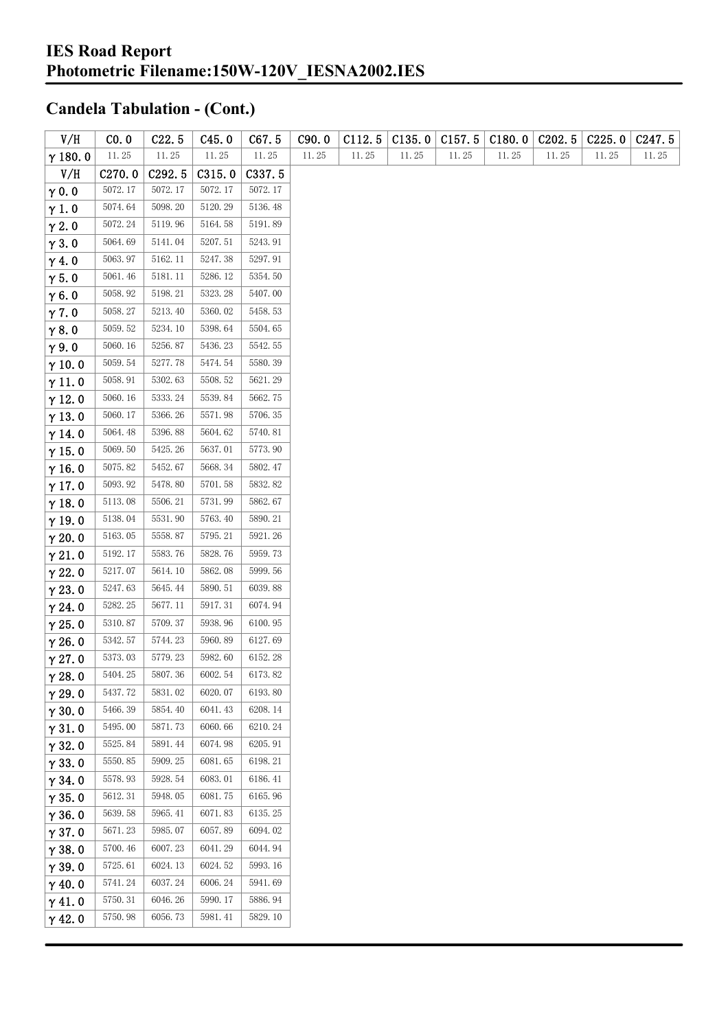# IES Road Report
# Photometric Filename:150W-120V_IESNA2002.IES

## Candela Tabulation - (Cont.)

| V/H | C0.0 | C22.5 | C45.0 | C67.5 | C90.0 | C112.5 | C135.0 | C157.5 | C180.0 | C202.5 | C225.0 | C247.5 |
|---|---|---|---|---|---|---|---|---|---|---|---|---|
| γ180.0 | 11.25 | 11.25 | 11.25 | 11.25 | 11.25 | 11.25 | 11.25 | 11.25 | 11.25 | 11.25 | 11.25 | 11.25 |

| V/H | C270.0 | C292.5 | C315.0 | C337.5 |
|---|---|---|---|---|
| γ0.0 | 5072.17 | 5072.17 | 5072.17 | 5072.17 |
| γ1.0 | 5074.64 | 5098.20 | 5120.29 | 5136.48 |
| γ2.0 | 5072.24 | 5119.96 | 5164.58 | 5191.89 |
| γ3.0 | 5064.69 | 5141.04 | 5207.51 | 5243.91 |
| γ4.0 | 5063.97 | 5162.11 | 5247.38 | 5297.91 |
| γ5.0 | 5061.46 | 5181.11 | 5286.12 | 5354.50 |
| γ6.0 | 5058.92 | 5198.21 | 5323.28 | 5407.00 |
| γ7.0 | 5058.27 | 5213.40 | 5360.02 | 5458.53 |
| γ8.0 | 5059.52 | 5234.10 | 5398.64 | 5504.65 |
| γ9.0 | 5060.16 | 5256.87 | 5436.23 | 5542.55 |
| γ10.0 | 5059.54 | 5277.78 | 5474.54 | 5580.39 |
| γ11.0 | 5058.91 | 5302.63 | 5508.52 | 5621.29 |
| γ12.0 | 5060.16 | 5333.24 | 5539.84 | 5662.75 |
| γ13.0 | 5060.17 | 5366.26 | 5571.98 | 5706.35 |
| γ14.0 | 5064.48 | 5396.88 | 5604.62 | 5740.81 |
| γ15.0 | 5069.50 | 5425.26 | 5637.01 | 5773.90 |
| γ16.0 | 5075.82 | 5452.67 | 5668.34 | 5802.47 |
| γ17.0 | 5093.92 | 5478.80 | 5701.58 | 5832.82 |
| γ18.0 | 5113.08 | 5506.21 | 5731.99 | 5862.67 |
| γ19.0 | 5138.04 | 5531.90 | 5763.40 | 5890.21 |
| γ20.0 | 5163.05 | 5558.87 | 5795.21 | 5921.26 |
| γ21.0 | 5192.17 | 5583.76 | 5828.76 | 5959.73 |
| γ22.0 | 5217.07 | 5614.10 | 5862.08 | 5999.56 |
| γ23.0 | 5247.63 | 5645.44 | 5890.51 | 6039.88 |
| γ24.0 | 5282.25 | 5677.11 | 5917.31 | 6074.94 |
| γ25.0 | 5310.87 | 5709.37 | 5938.96 | 6100.95 |
| γ26.0 | 5342.57 | 5744.23 | 5960.89 | 6127.69 |
| γ27.0 | 5373.03 | 5779.23 | 5982.60 | 6152.28 |
| γ28.0 | 5404.25 | 5807.36 | 6002.54 | 6173.82 |
| γ29.0 | 5437.72 | 5831.02 | 6020.07 | 6193.80 |
| γ30.0 | 5466.39 | 5854.40 | 6041.43 | 6208.14 |
| γ31.0 | 5495.00 | 5871.73 | 6060.66 | 6210.24 |
| γ32.0 | 5525.84 | 5891.44 | 6074.98 | 6205.91 |
| γ33.0 | 5550.85 | 5909.25 | 6081.65 | 6198.21 |
| γ34.0 | 5578.93 | 5928.54 | 6083.01 | 6186.41 |
| γ35.0 | 5612.31 | 5948.05 | 6081.75 | 6165.96 |
| γ36.0 | 5639.58 | 5965.41 | 6071.83 | 6135.25 |
| γ37.0 | 5671.23 | 5985.07 | 6057.89 | 6094.02 |
| γ38.0 | 5700.46 | 6007.23 | 6041.29 | 6044.94 |
| γ39.0 | 5725.61 | 6024.13 | 6024.52 | 5993.16 |
| γ40.0 | 5741.24 | 6037.24 | 6006.24 | 5941.69 |
| γ41.0 | 5750.31 | 6046.26 | 5990.17 | 5886.94 |
| γ42.0 | 5750.98 | 6056.73 | 5981.41 | 5829.10 |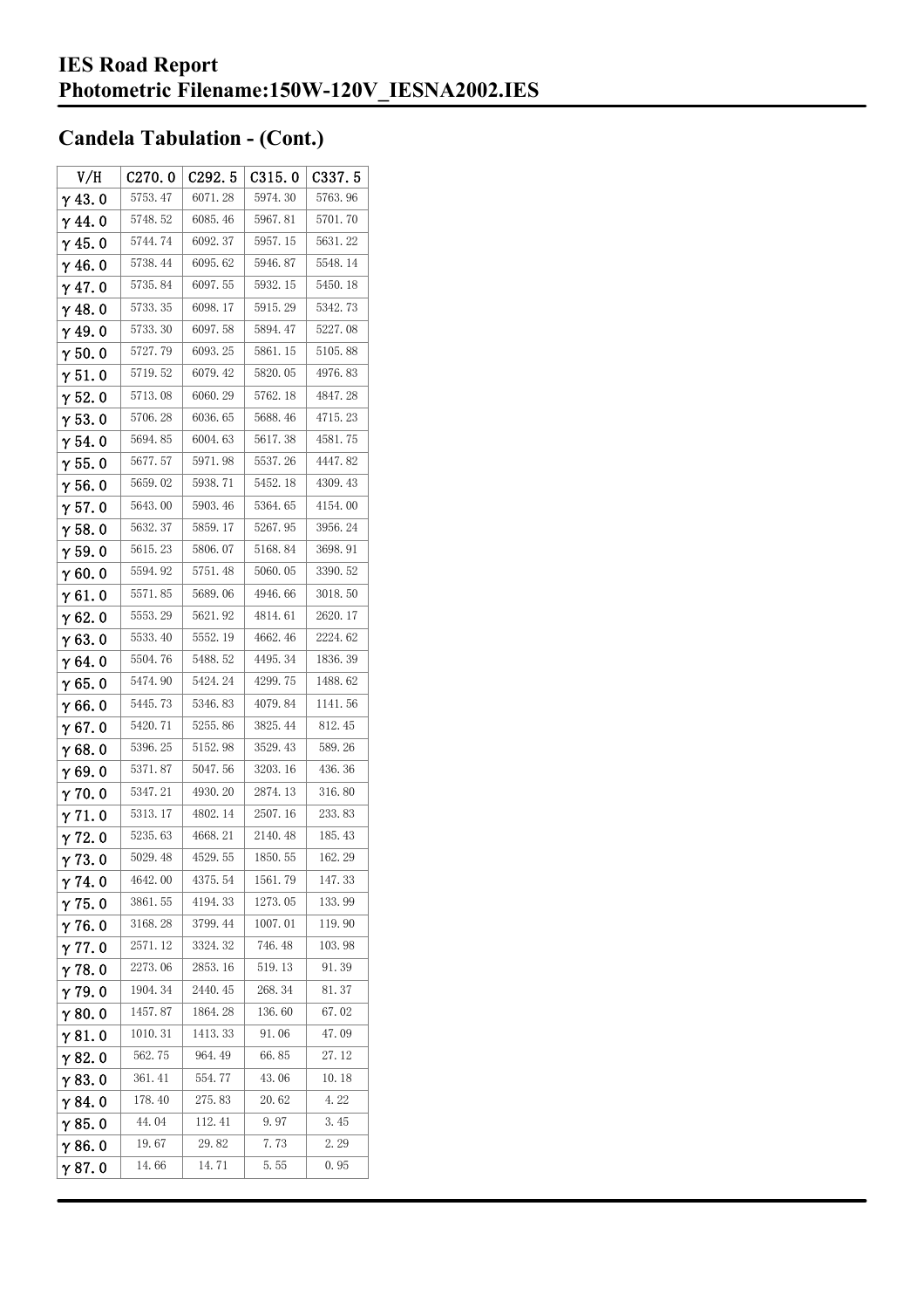# IES Road Report
# Photometric Filename:150W-120V_IESNA2002.IES

## Candela Tabulation - (Cont.)

| V/H | C270.0 | C292.5 | C315.0 | C337.5 |
|---|---|---|---|---|
| γ 43.0 | 5753.47 | 6071.28 | 5974.30 | 5763.96 |
| γ 44.0 | 5748.52 | 6085.46 | 5967.81 | 5701.70 |
| γ 45.0 | 5744.74 | 6092.37 | 5957.15 | 5631.22 |
| γ 46.0 | 5738.44 | 6095.62 | 5946.87 | 5548.14 |
| γ 47.0 | 5735.84 | 6097.55 | 5932.15 | 5450.18 |
| γ 48.0 | 5733.35 | 6098.17 | 5915.29 | 5342.73 |
| γ 49.0 | 5733.30 | 6097.58 | 5894.47 | 5227.08 |
| γ 50.0 | 5727.79 | 6093.25 | 5861.15 | 5105.88 |
| γ 51.0 | 5719.52 | 6079.42 | 5820.05 | 4976.83 |
| γ 52.0 | 5713.08 | 6060.29 | 5762.18 | 4847.28 |
| γ 53.0 | 5706.28 | 6036.65 | 5688.46 | 4715.23 |
| γ 54.0 | 5694.85 | 6004.63 | 5617.38 | 4581.75 |
| γ 55.0 | 5677.57 | 5971.98 | 5537.26 | 4447.82 |
| γ 56.0 | 5659.02 | 5938.71 | 5452.18 | 4309.43 |
| γ 57.0 | 5643.00 | 5903.46 | 5364.65 | 4154.00 |
| γ 58.0 | 5632.37 | 5859.17 | 5267.95 | 3956.24 |
| γ 59.0 | 5615.23 | 5806.07 | 5168.84 | 3698.91 |
| γ 60.0 | 5594.92 | 5751.48 | 5060.05 | 3390.52 |
| γ 61.0 | 5571.85 | 5689.06 | 4946.66 | 3018.50 |
| γ 62.0 | 5553.29 | 5621.92 | 4814.61 | 2620.17 |
| γ 63.0 | 5533.40 | 5552.19 | 4662.46 | 2224.62 |
| γ 64.0 | 5504.76 | 5488.52 | 4495.34 | 1836.39 |
| γ 65.0 | 5474.90 | 5424.24 | 4299.75 | 1488.62 |
| γ 66.0 | 5445.73 | 5346.83 | 4079.84 | 1141.56 |
| γ 67.0 | 5420.71 | 5255.86 | 3825.44 | 812.45 |
| γ 68.0 | 5396.25 | 5152.98 | 3529.43 | 589.26 |
| γ 69.0 | 5371.87 | 5047.56 | 3203.16 | 436.36 |
| γ 70.0 | 5347.21 | 4930.20 | 2874.13 | 316.80 |
| γ 71.0 | 5313.17 | 4802.14 | 2507.16 | 233.83 |
| γ 72.0 | 5235.63 | 4668.21 | 2140.48 | 185.43 |
| γ 73.0 | 5029.48 | 4529.55 | 1850.55 | 162.29 |
| γ 74.0 | 4642.00 | 4375.54 | 1561.79 | 147.33 |
| γ 75.0 | 3861.55 | 4194.33 | 1273.05 | 133.99 |
| γ 76.0 | 3168.28 | 3799.44 | 1007.01 | 119.90 |
| γ 77.0 | 2571.12 | 3324.32 | 746.48 | 103.98 |
| γ 78.0 | 2273.06 | 2853.16 | 519.13 | 91.39 |
| γ 79.0 | 1904.34 | 2440.45 | 268.34 | 81.37 |
| γ 80.0 | 1457.87 | 1864.28 | 136.60 | 67.02 |
| γ 81.0 | 1010.31 | 1413.33 | 91.06 | 47.09 |
| γ 82.0 | 562.75 | 964.49 | 66.85 | 27.12 |
| γ 83.0 | 361.41 | 554.77 | 43.06 | 10.18 |
| γ 84.0 | 178.40 | 275.83 | 20.62 | 4.22 |
| γ 85.0 | 44.04 | 112.41 | 9.97 | 3.45 |
| γ 86.0 | 19.67 | 29.82 | 7.73 | 2.29 |
| γ 87.0 | 14.66 | 14.71 | 5.55 | 0.95 |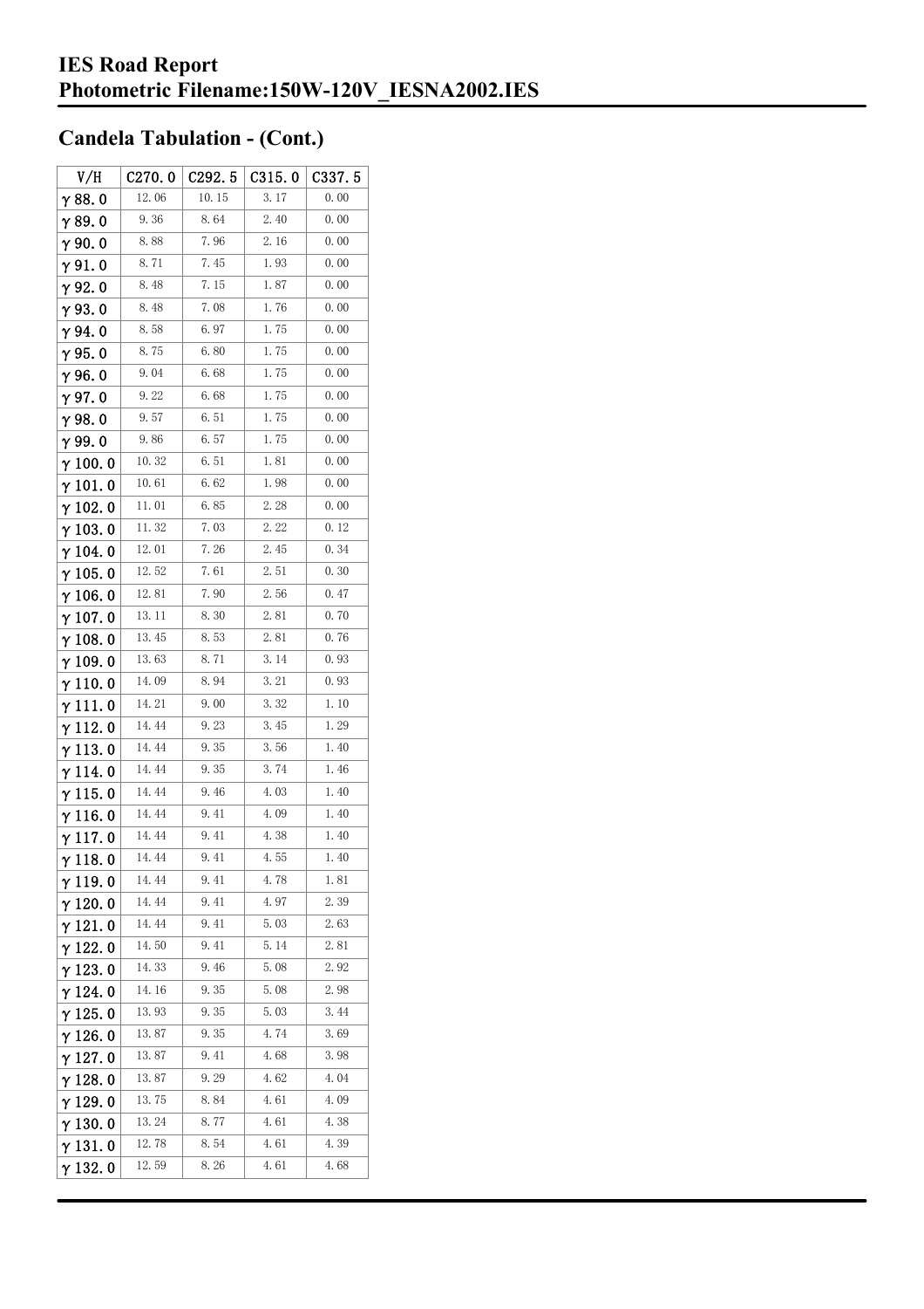# IES Road Report
# Photometric Filename:150W-120V_IESNA2002.IES

## Candela Tabulation - (Cont.)

| V/H | C270.0 | C292.5 | C315.0 | C337.5 |
|---|---|---|---|---|
| γ 88.0 | 12.06 | 10.15 | 3.17 | 0.00 |
| γ 89.0 | 9.36 | 8.64 | 2.40 | 0.00 |
| γ 90.0 | 8.88 | 7.96 | 2.16 | 0.00 |
| γ 91.0 | 8.71 | 7.45 | 1.93 | 0.00 |
| γ 92.0 | 8.48 | 7.15 | 1.87 | 0.00 |
| γ 93.0 | 8.48 | 7.08 | 1.76 | 0.00 |
| γ 94.0 | 8.58 | 6.97 | 1.75 | 0.00 |
| γ 95.0 | 8.75 | 6.80 | 1.75 | 0.00 |
| γ 96.0 | 9.04 | 6.68 | 1.75 | 0.00 |
| γ 97.0 | 9.22 | 6.68 | 1.75 | 0.00 |
| γ 98.0 | 9.57 | 6.51 | 1.75 | 0.00 |
| γ 99.0 | 9.86 | 6.57 | 1.75 | 0.00 |
| γ 100.0 | 10.32 | 6.51 | 1.81 | 0.00 |
| γ 101.0 | 10.61 | 6.62 | 1.98 | 0.00 |
| γ 102.0 | 11.01 | 6.85 | 2.28 | 0.00 |
| γ 103.0 | 11.32 | 7.03 | 2.22 | 0.12 |
| γ 104.0 | 12.01 | 7.26 | 2.45 | 0.34 |
| γ 105.0 | 12.52 | 7.61 | 2.51 | 0.30 |
| γ 106.0 | 12.81 | 7.90 | 2.56 | 0.47 |
| γ 107.0 | 13.11 | 8.30 | 2.81 | 0.70 |
| γ 108.0 | 13.45 | 8.53 | 2.81 | 0.76 |
| γ 109.0 | 13.63 | 8.71 | 3.14 | 0.93 |
| γ 110.0 | 14.09 | 8.94 | 3.21 | 0.93 |
| γ 111.0 | 14.21 | 9.00 | 3.32 | 1.10 |
| γ 112.0 | 14.44 | 9.23 | 3.45 | 1.29 |
| γ 113.0 | 14.44 | 9.35 | 3.56 | 1.40 |
| γ 114.0 | 14.44 | 9.35 | 3.74 | 1.46 |
| γ 115.0 | 14.44 | 9.46 | 4.03 | 1.40 |
| γ 116.0 | 14.44 | 9.41 | 4.09 | 1.40 |
| γ 117.0 | 14.44 | 9.41 | 4.38 | 1.40 |
| γ 118.0 | 14.44 | 9.41 | 4.55 | 1.40 |
| γ 119.0 | 14.44 | 9.41 | 4.78 | 1.81 |
| γ 120.0 | 14.44 | 9.41 | 4.97 | 2.39 |
| γ 121.0 | 14.44 | 9.41 | 5.03 | 2.63 |
| γ 122.0 | 14.50 | 9.41 | 5.14 | 2.81 |
| γ 123.0 | 14.33 | 9.46 | 5.08 | 2.92 |
| γ 124.0 | 14.16 | 9.35 | 5.08 | 2.98 |
| γ 125.0 | 13.93 | 9.35 | 5.03 | 3.44 |
| γ 126.0 | 13.87 | 9.35 | 4.74 | 3.69 |
| γ 127.0 | 13.87 | 9.41 | 4.68 | 3.98 |
| γ 128.0 | 13.87 | 9.29 | 4.62 | 4.04 |
| γ 129.0 | 13.75 | 8.84 | 4.61 | 4.09 |
| γ 130.0 | 13.24 | 8.77 | 4.61 | 4.38 |
| γ 131.0 | 12.78 | 8.54 | 4.61 | 4.39 |
| γ 132.0 | 12.59 | 8.26 | 4.61 | 4.68 |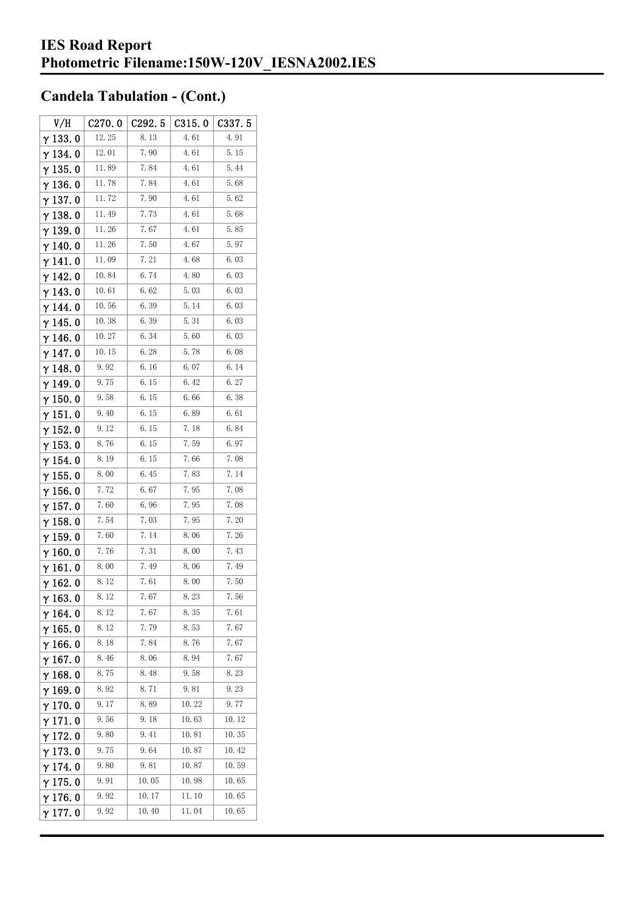# IES Road Report
# Photometric Filename:150W-120V_IESNA2002.IES

## Candela Tabulation - (Cont.)

| V/H | C270.0 | C292.5 | C315.0 | C337.5 |
|---|---|---|---|---|
| γ 133.0 | 12.25 | 8.13 | 4.61 | 4.91 |
| γ 134.0 | 12.01 | 7.90 | 4.61 | 5.15 |
| γ 135.0 | 11.89 | 7.84 | 4.61 | 5.44 |
| γ 136.0 | 11.78 | 7.84 | 4.61 | 5.68 |
| γ 137.0 | 11.72 | 7.90 | 4.61 | 5.62 |
| γ 138.0 | 11.49 | 7.73 | 4.61 | 5.68 |
| γ 139.0 | 11.26 | 7.67 | 4.61 | 5.85 |
| γ 140.0 | 11.26 | 7.50 | 4.67 | 5.97 |
| γ 141.0 | 11.09 | 7.21 | 4.68 | 6.03 |
| γ 142.0 | 10.84 | 6.74 | 4.80 | 6.03 |
| γ 143.0 | 10.61 | 6.62 | 5.03 | 6.03 |
| γ 144.0 | 10.56 | 6.39 | 5.14 | 6.03 |
| γ 145.0 | 10.38 | 6.39 | 5.31 | 6.03 |
| γ 146.0 | 10.27 | 6.34 | 5.60 | 6.03 |
| γ 147.0 | 10.15 | 6.28 | 5.78 | 6.08 |
| γ 148.0 | 9.92 | 6.16 | 6.07 | 6.14 |
| γ 149.0 | 9.75 | 6.15 | 6.42 | 6.27 |
| γ 150.0 | 9.58 | 6.15 | 6.66 | 6.38 |
| γ 151.0 | 9.40 | 6.15 | 6.89 | 6.61 |
| γ 152.0 | 9.12 | 6.15 | 7.18 | 6.84 |
| γ 153.0 | 8.76 | 6.15 | 7.59 | 6.97 |
| γ 154.0 | 8.19 | 6.15 | 7.66 | 7.08 |
| γ 155.0 | 8.00 | 6.45 | 7.83 | 7.14 |
| γ 156.0 | 7.72 | 6.67 | 7.95 | 7.08 |
| γ 157.0 | 7.60 | 6.96 | 7.95 | 7.08 |
| γ 158.0 | 7.54 | 7.03 | 7.95 | 7.20 |
| γ 159.0 | 7.60 | 7.14 | 8.06 | 7.26 |
| γ 160.0 | 7.76 | 7.31 | 8.00 | 7.43 |
| γ 161.0 | 8.00 | 7.49 | 8.06 | 7.49 |
| γ 162.0 | 8.12 | 7.61 | 8.00 | 7.50 |
| γ 163.0 | 8.12 | 7.67 | 8.23 | 7.56 |
| γ 164.0 | 8.12 | 7.67 | 8.35 | 7.61 |
| γ 165.0 | 8.12 | 7.79 | 8.53 | 7.67 |
| γ 166.0 | 8.18 | 7.84 | 8.76 | 7.67 |
| γ 167.0 | 8.46 | 8.06 | 8.94 | 7.67 |
| γ 168.0 | 8.75 | 8.48 | 9.58 | 8.23 |
| γ 169.0 | 8.92 | 8.71 | 9.81 | 9.23 |
| γ 170.0 | 9.17 | 8.89 | 10.22 | 9.77 |
| γ 171.0 | 9.56 | 9.18 | 10.63 | 10.12 |
| γ 172.0 | 9.80 | 9.41 | 10.81 | 10.35 |
| γ 173.0 | 9.75 | 9.64 | 10.87 | 10.42 |
| γ 174.0 | 9.80 | 9.81 | 10.87 | 10.59 |
| γ 175.0 | 9.91 | 10.05 | 10.98 | 10.65 |
| γ 176.0 | 9.92 | 10.17 | 11.10 | 10.65 |
| γ 177.0 | 9.92 | 10.40 | 11.04 | 10.65 |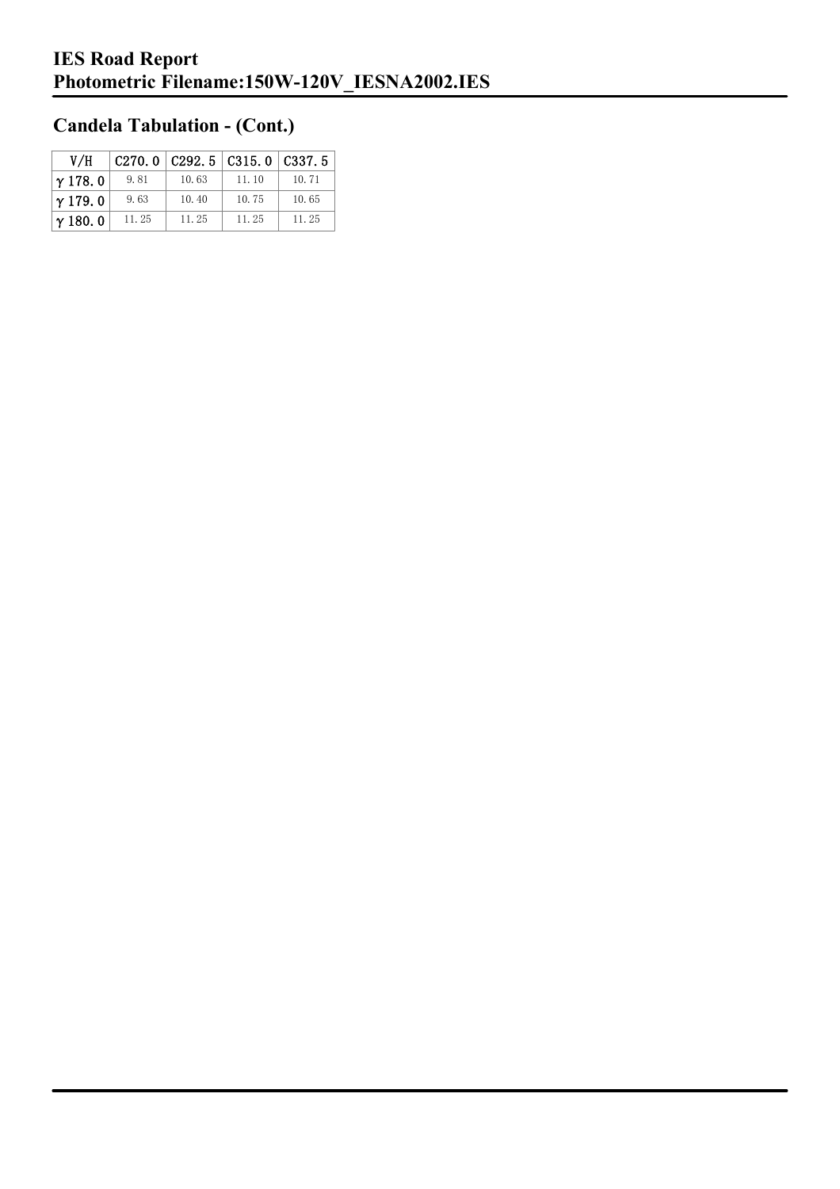## Candela Tabulation - (Cont.)

| V/H | C270.0 | C292.5 | C315.0 | C337.5 |
|---|---|---|---|---|
| γ 178.0 | 9.81 | 10.63 | 11.10 | 10.71 |
| γ 179.0 | 9.63 | 10.40 | 10.75 | 10.65 |
| γ 180.0 | 11.25 | 11.25 | 11.25 | 11.25 |